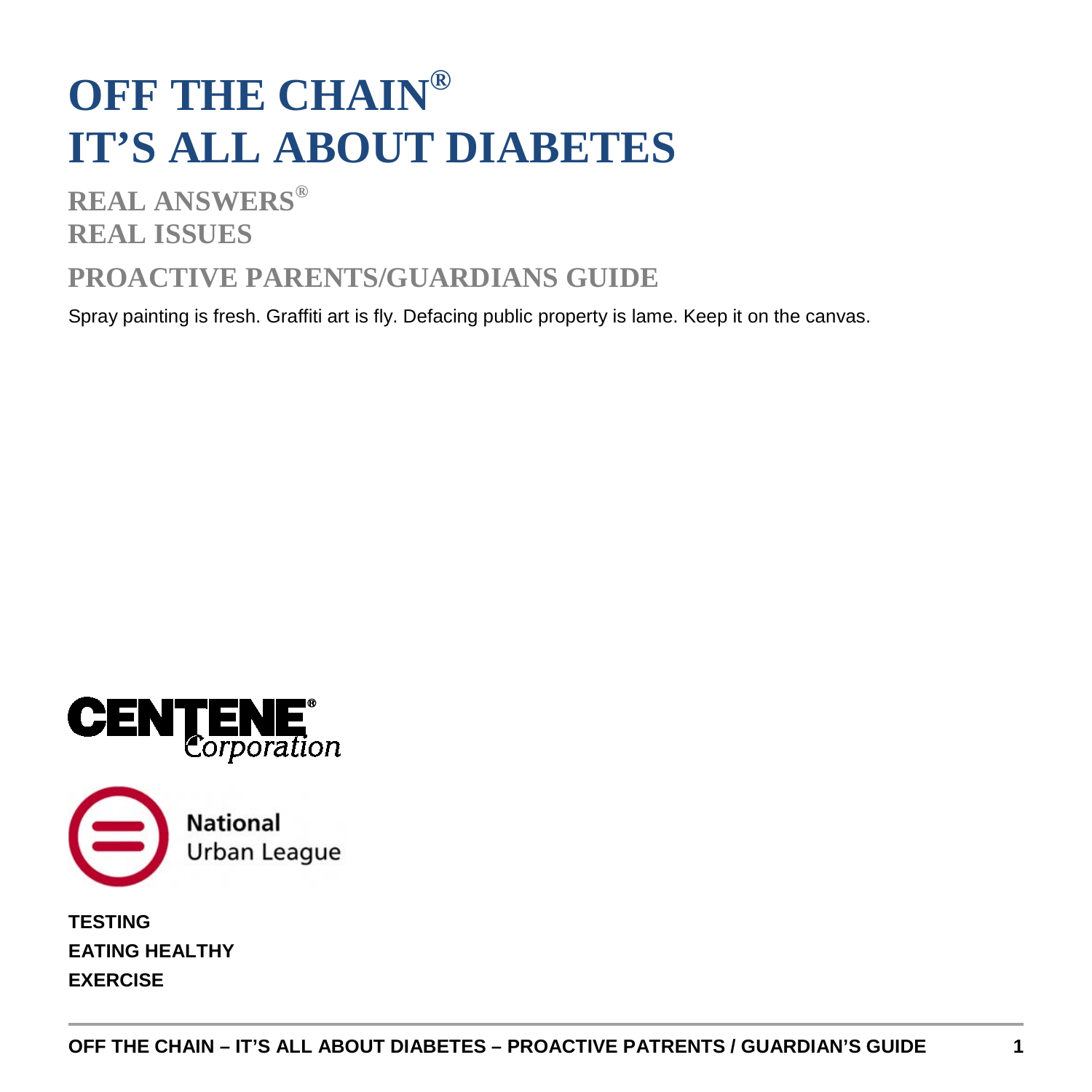# OFF THE CHAIN®
# IT'S ALL ABOUT DIABETES

## REAL ANSWERS®
## REAL ISSUES

## PROACTIVE PARENTS/GUARDIANS GUIDE

Spray painting is fresh. Graffiti art is fly. Defacing public property is lame. Keep it on the canvas.

CENTENE® Corporation

National Urban League

**TESTING**
**EATING HEALTHY**
**EXERCISE**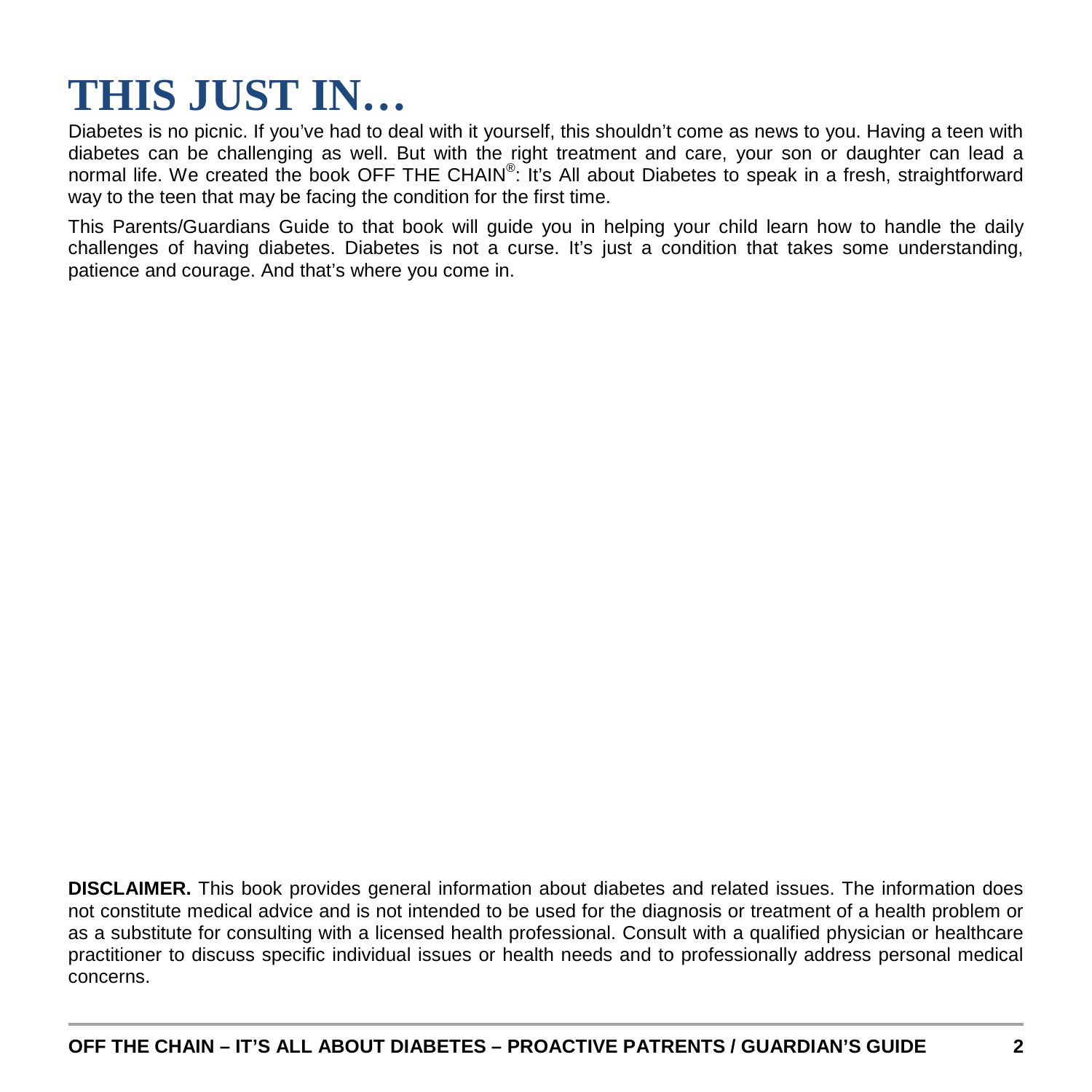# THIS JUST IN…

Diabetes is no picnic. If you've had to deal with it yourself, this shouldn't come as news to you. Having a teen with diabetes can be challenging as well. But with the right treatment and care, your son or daughter can lead a normal life. We created the book OFF THE CHAIN®: It's All about Diabetes to speak in a fresh, straightforward way to the teen that may be facing the condition for the first time.

This Parents/Guardians Guide to that book will guide you in helping your child learn how to handle the daily challenges of having diabetes. Diabetes is not a curse. It's just a condition that takes some understanding, patience and courage. And that's where you come in.

**DISCLAIMER.** This book provides general information about diabetes and related issues. The information does not constitute medical advice and is not intended to be used for the diagnosis or treatment of a health problem or as a substitute for consulting with a licensed health professional. Consult with a qualified physician or healthcare practitioner to discuss specific individual issues or health needs and to professionally address personal medical concerns.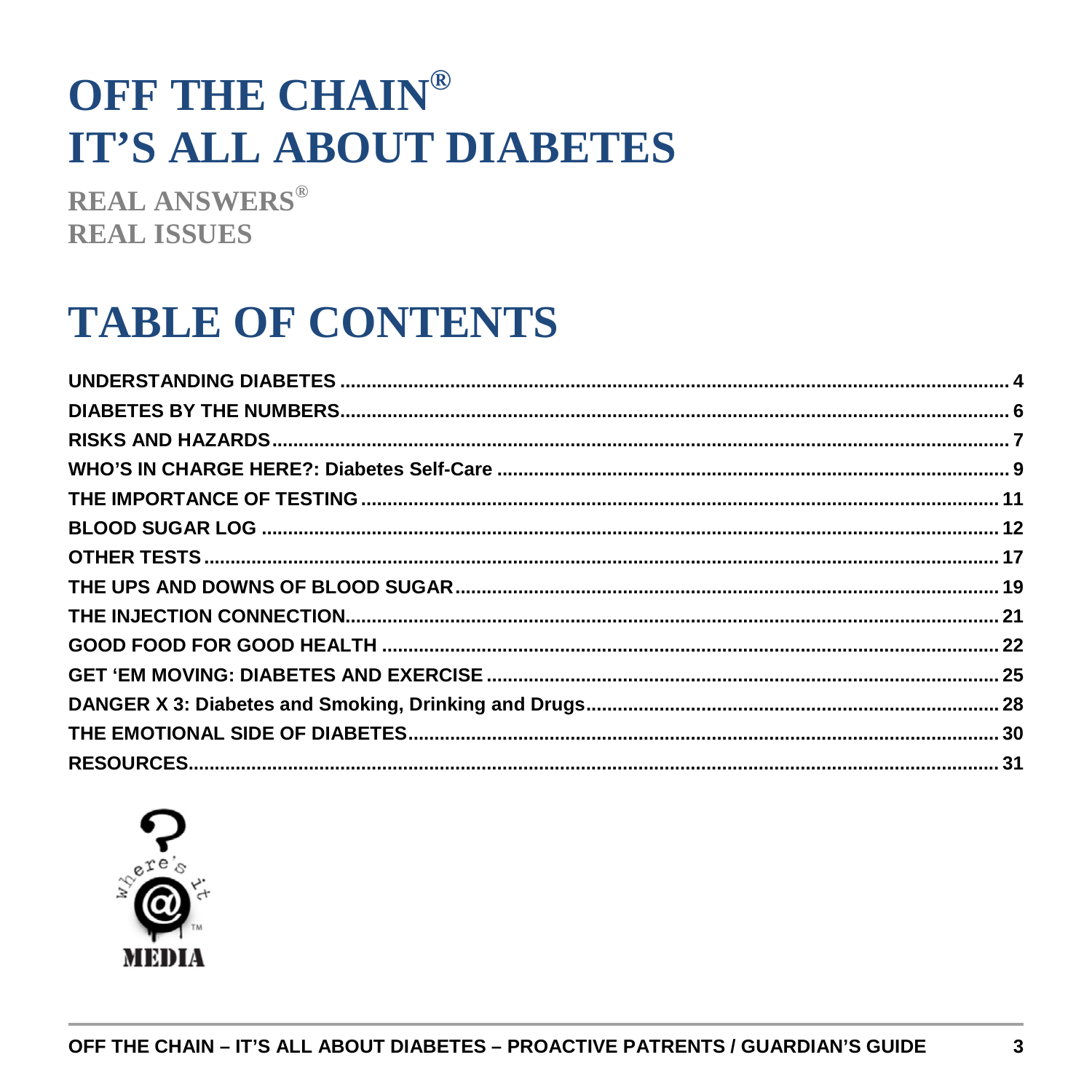# OFF THE CHAIN®
# IT'S ALL ABOUT DIABETES

**REAL ANSWERS®**
**REAL ISSUES**

# TABLE OF CONTENTS

| | |
|---|---|
| UNDERSTANDING DIABETES | 4 |
| DIABETES BY THE NUMBERS | 6 |
| RISKS AND HAZARDS | 7 |
| WHO'S IN CHARGE HERE?: Diabetes Self-Care | 9 |
| THE IMPORTANCE OF TESTING | 11 |
| BLOOD SUGAR LOG | 12 |
| OTHER TESTS | 17 |
| THE UPS AND DOWNS OF BLOOD SUGAR | 19 |
| THE INJECTION CONNECTION | 21 |
| GOOD FOOD FOR GOOD HEALTH | 22 |
| GET 'EM MOVING: DIABETES AND EXERCISE | 25 |
| DANGER X 3: Diabetes and Smoking, Drinking and Drugs | 28 |
| THE EMOTIONAL SIDE OF DIABETES | 30 |
| RESOURCES | 31 |

Where's it @ MEDIA™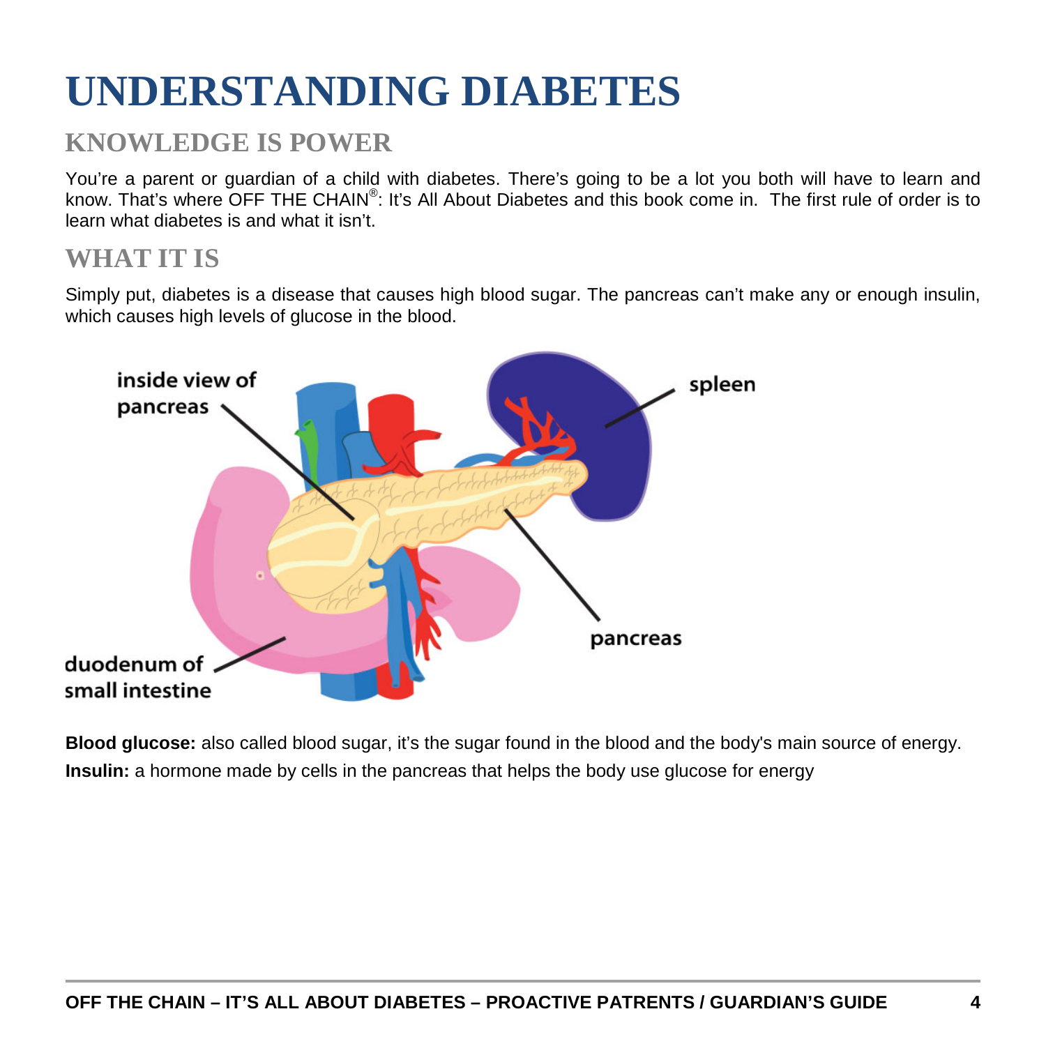# UNDERSTANDING DIABETES

## KNOWLEDGE IS POWER

You're a parent or guardian of a child with diabetes. There's going to be a lot you both will have to learn and know. That's where OFF THE CHAIN®: It's All About Diabetes and this book come in. The first rule of order is to learn what diabetes is and what it isn't.

## WHAT IT IS

Simply put, diabetes is a disease that causes high blood sugar. The pancreas can't make any or enough insulin, which causes high levels of glucose in the blood.

inside view of pancreas

spleen

pancreas

duodenum of small intestine

**Blood glucose:** also called blood sugar, it's the sugar found in the blood and the body's main source of energy.

**Insulin:** a hormone made by cells in the pancreas that helps the body use glucose for energy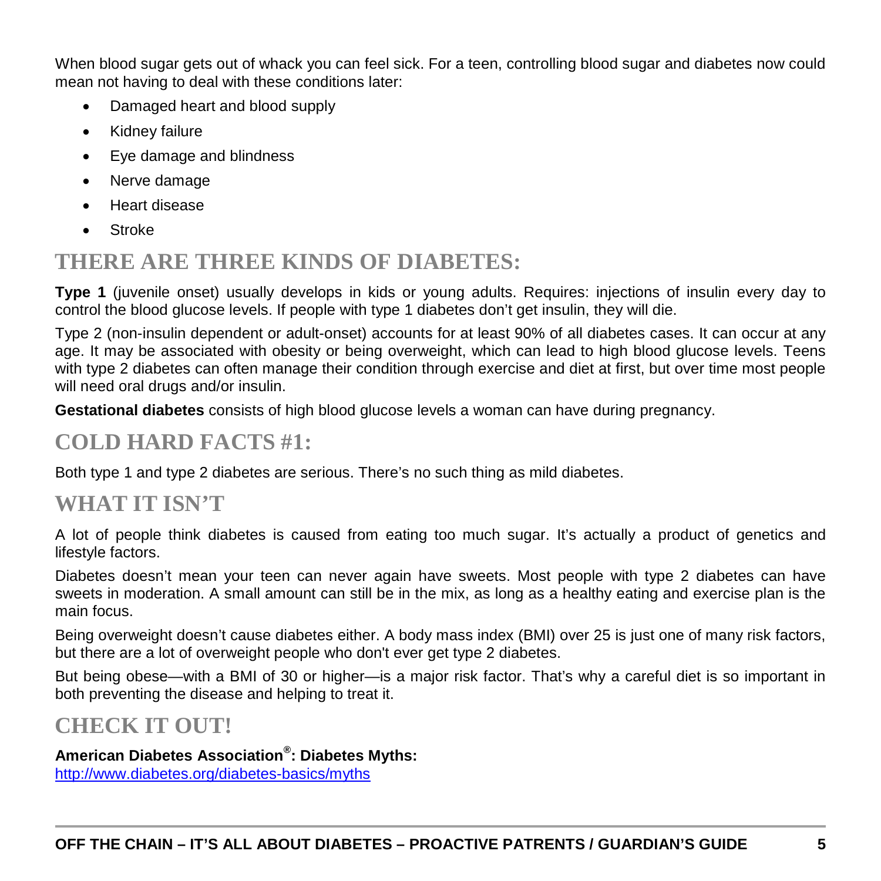When blood sugar gets out of whack you can feel sick. For a teen, controlling blood sugar and diabetes now could mean not having to deal with these conditions later:

- Damaged heart and blood supply
- Kidney failure
- Eye damage and blindness
- Nerve damage
- Heart disease
- Stroke

## THERE ARE THREE KINDS OF DIABETES:

**Type 1** (juvenile onset) usually develops in kids or young adults. Requires: injections of insulin every day to control the blood glucose levels. If people with type 1 diabetes don't get insulin, they will die.

Type 2 (non-insulin dependent or adult-onset) accounts for at least 90% of all diabetes cases. It can occur at any age. It may be associated with obesity or being overweight, which can lead to high blood glucose levels. Teens with type 2 diabetes can often manage their condition through exercise and diet at first, but over time most people will need oral drugs and/or insulin.

**Gestational diabetes** consists of high blood glucose levels a woman can have during pregnancy.

## COLD HARD FACTS #1:

Both type 1 and type 2 diabetes are serious. There's no such thing as mild diabetes.

## WHAT IT ISN'T

A lot of people think diabetes is caused from eating too much sugar. It's actually a product of genetics and lifestyle factors.

Diabetes doesn't mean your teen can never again have sweets. Most people with type 2 diabetes can have sweets in moderation. A small amount can still be in the mix, as long as a healthy eating and exercise plan is the main focus.

Being overweight doesn't cause diabetes either. A body mass index (BMI) over 25 is just one of many risk factors, but there are a lot of overweight people who don't ever get type 2 diabetes.

But being obese—with a BMI of 30 or higher—is a major risk factor. That's why a careful diet is so important in both preventing the disease and helping to treat it.

## CHECK IT OUT!

**American Diabetes Association®: Diabetes Myths:**
http://www.diabetes.org/diabetes-basics/myths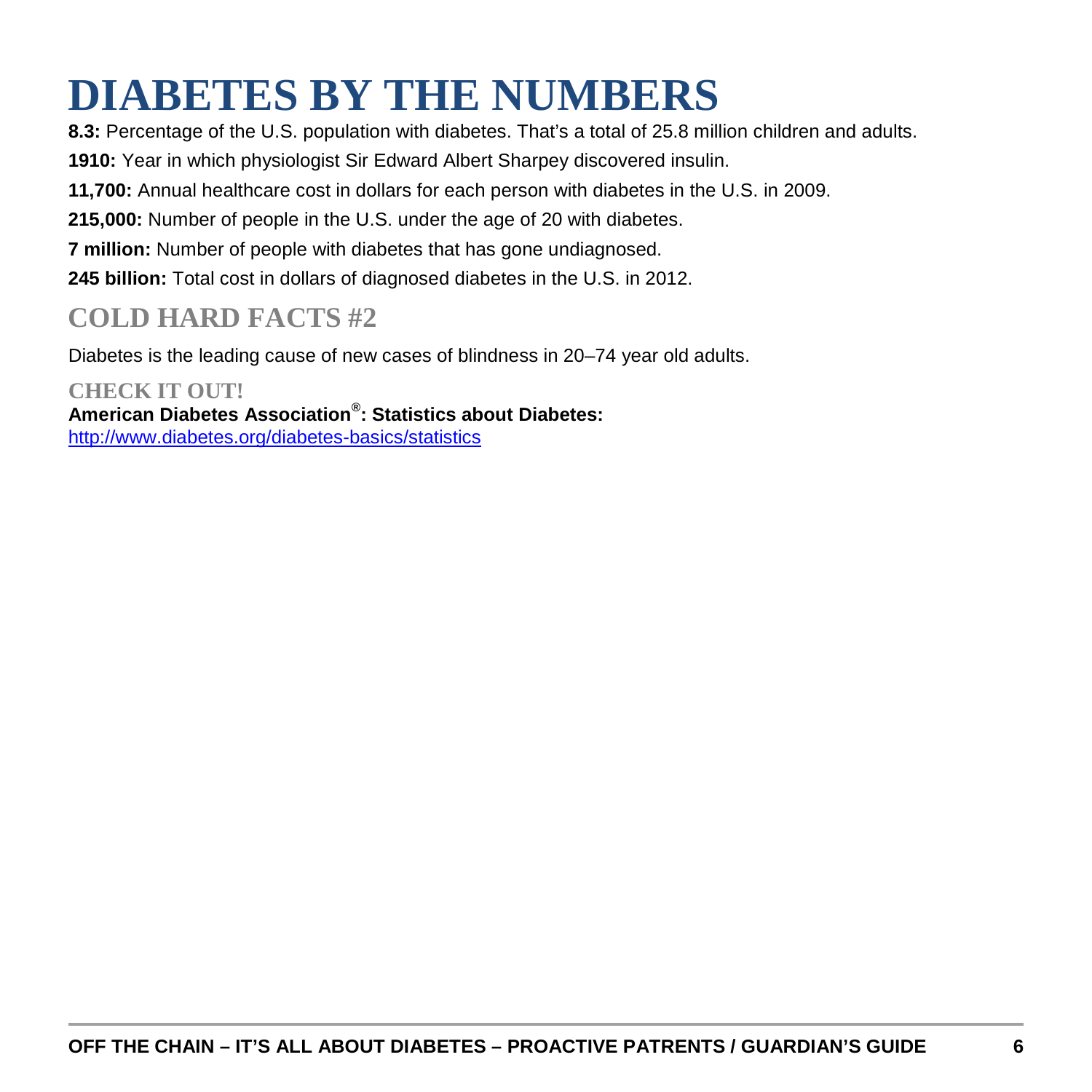# DIABETES BY THE NUMBERS

**8.3:** Percentage of the U.S. population with diabetes. That's a total of 25.8 million children and adults.

**1910:** Year in which physiologist Sir Edward Albert Sharpey discovered insulin.

**11,700:** Annual healthcare cost in dollars for each person with diabetes in the U.S. in 2009.

**215,000:** Number of people in the U.S. under the age of 20 with diabetes.

**7 million:** Number of people with diabetes that has gone undiagnosed.

**245 billion:** Total cost in dollars of diagnosed diabetes in the U.S. in 2012.

## COLD HARD FACTS #2

Diabetes is the leading cause of new cases of blindness in 20–74 year old adults.

### CHECK IT OUT!

**American Diabetes Association®: Statistics about Diabetes:**
http://www.diabetes.org/diabetes-basics/statistics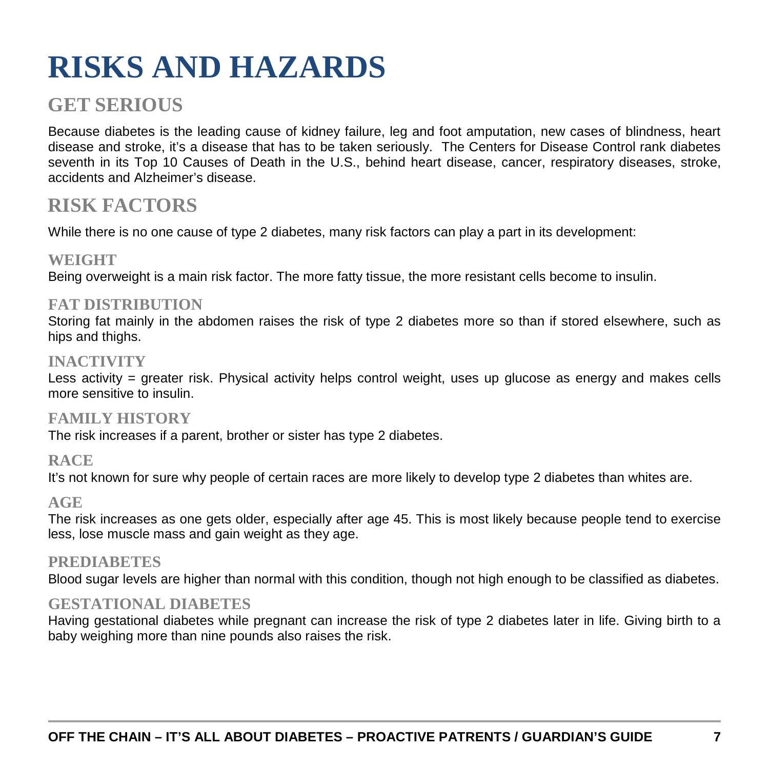# RISKS AND HAZARDS

## GET SERIOUS

Because diabetes is the leading cause of kidney failure, leg and foot amputation, new cases of blindness, heart disease and stroke, it's a disease that has to be taken seriously. The Centers for Disease Control rank diabetes seventh in its Top 10 Causes of Death in the U.S., behind heart disease, cancer, respiratory diseases, stroke, accidents and Alzheimer's disease.

## RISK FACTORS

While there is no one cause of type 2 diabetes, many risk factors can play a part in its development:

### WEIGHT

Being overweight is a main risk factor. The more fatty tissue, the more resistant cells become to insulin.

### FAT DISTRIBUTION

Storing fat mainly in the abdomen raises the risk of type 2 diabetes more so than if stored elsewhere, such as hips and thighs.

### INACTIVITY

Less activity = greater risk. Physical activity helps control weight, uses up glucose as energy and makes cells more sensitive to insulin.

### FAMILY HISTORY

The risk increases if a parent, brother or sister has type 2 diabetes.

### RACE

It's not known for sure why people of certain races are more likely to develop type 2 diabetes than whites are.

### AGE

The risk increases as one gets older, especially after age 45. This is most likely because people tend to exercise less, lose muscle mass and gain weight as they age.

### PREDIABETES

Blood sugar levels are higher than normal with this condition, though not high enough to be classified as diabetes.

### GESTATIONAL DIABETES

Having gestational diabetes while pregnant can increase the risk of type 2 diabetes later in life. Giving birth to a baby weighing more than nine pounds also raises the risk.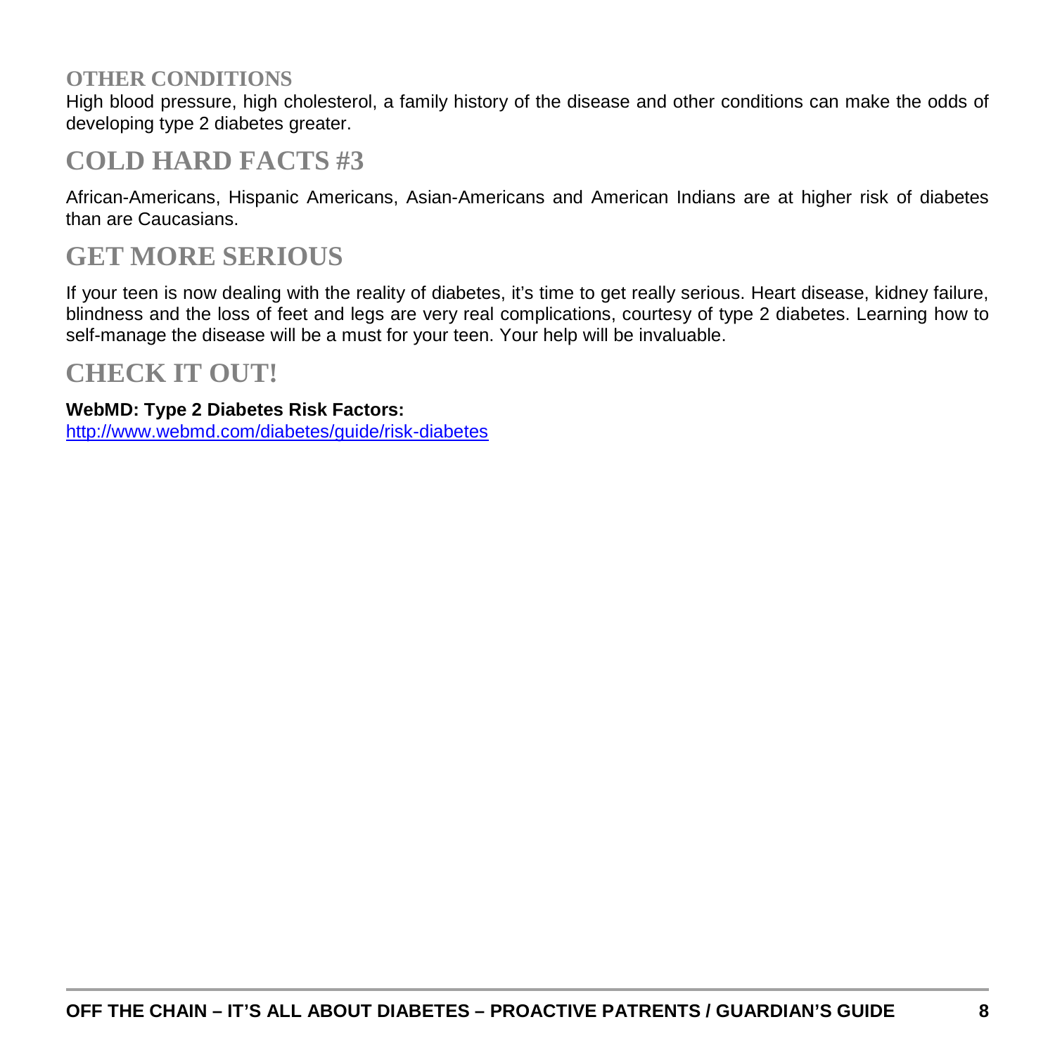### OTHER CONDITIONS

High blood pressure, high cholesterol, a family history of the disease and other conditions can make the odds of developing type 2 diabetes greater.

## COLD HARD FACTS #3

African-Americans, Hispanic Americans, Asian-Americans and American Indians are at higher risk of diabetes than are Caucasians.

## GET MORE SERIOUS

If your teen is now dealing with the reality of diabetes, it's time to get really serious. Heart disease, kidney failure, blindness and the loss of feet and legs are very real complications, courtesy of type 2 diabetes. Learning how to self-manage the disease will be a must for your teen. Your help will be invaluable.

## CHECK IT OUT!

**WebMD: Type 2 Diabetes Risk Factors:**
http://www.webmd.com/diabetes/guide/risk-diabetes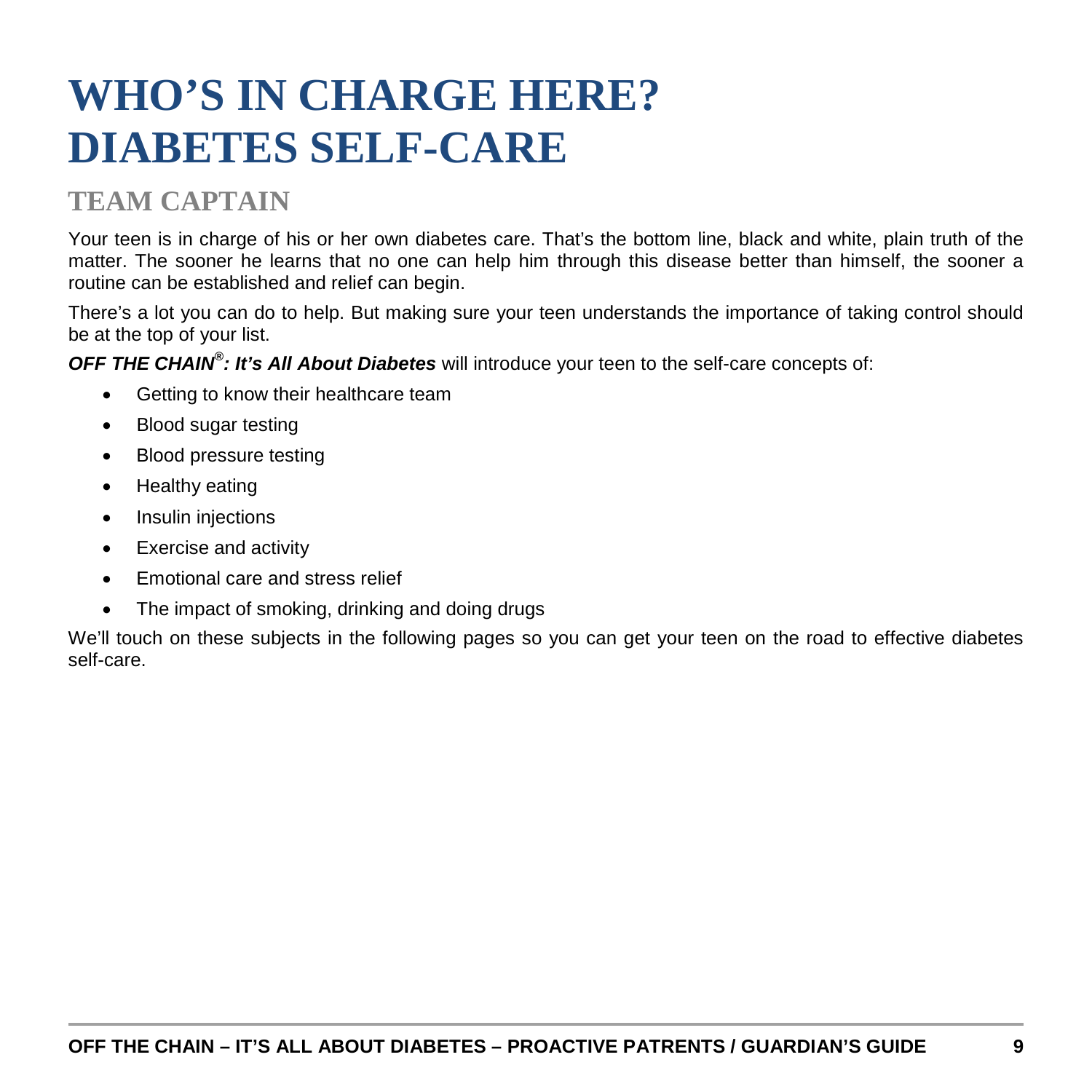# WHO'S IN CHARGE HERE? DIABETES SELF-CARE

## TEAM CAPTAIN

Your teen is in charge of his or her own diabetes care. That's the bottom line, black and white, plain truth of the matter. The sooner he learns that no one can help him through this disease better than himself, the sooner a routine can be established and relief can begin.

There's a lot you can do to help. But making sure your teen understands the importance of taking control should be at the top of your list.

***OFF THE CHAIN®: It's All About Diabetes*** will introduce your teen to the self-care concepts of:

- Getting to know their healthcare team
- Blood sugar testing
- Blood pressure testing
- Healthy eating
- Insulin injections
- Exercise and activity
- Emotional care and stress relief
- The impact of smoking, drinking and doing drugs

We'll touch on these subjects in the following pages so you can get your teen on the road to effective diabetes self-care.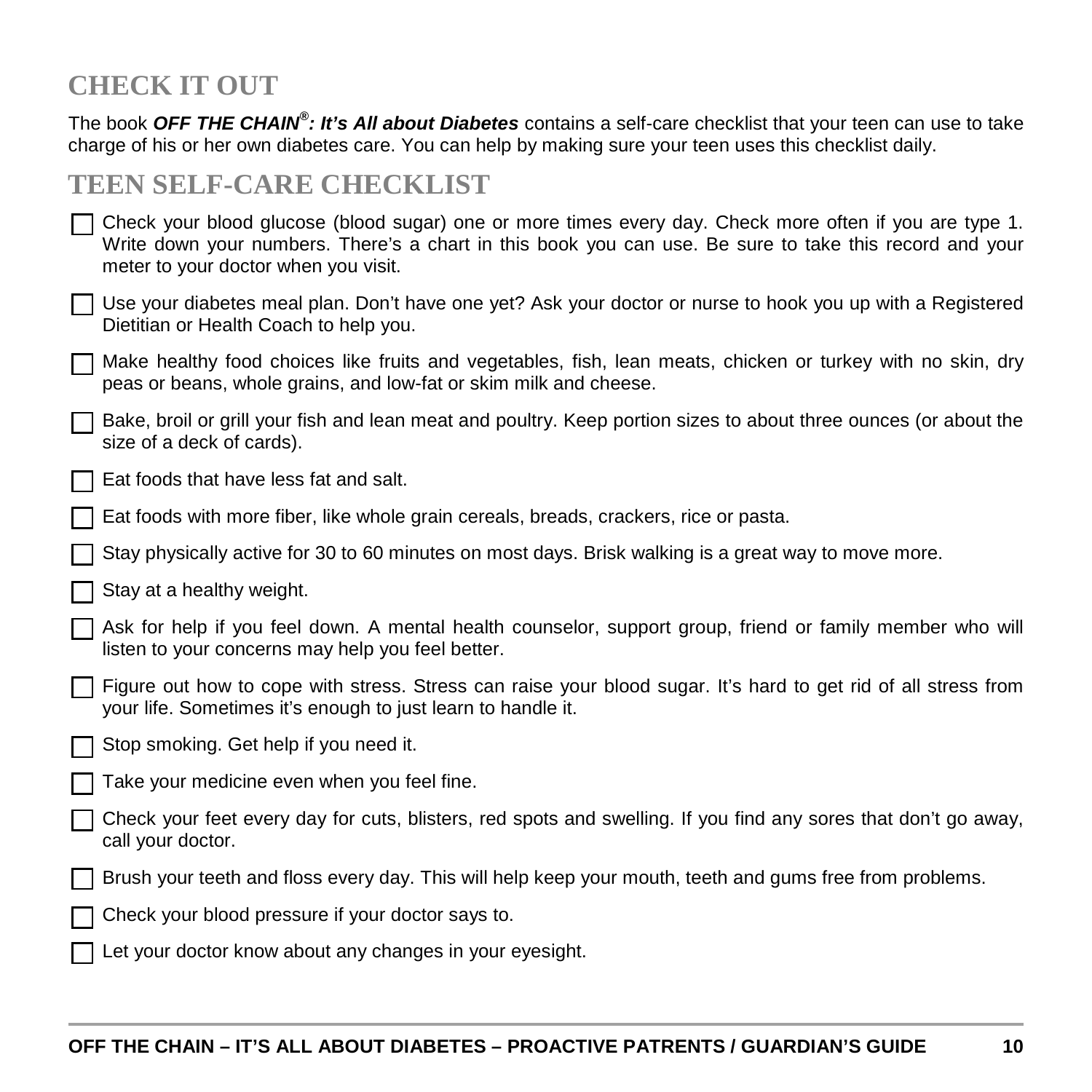## CHECK IT OUT

The book ***OFF THE CHAIN®: It's All about Diabetes*** contains a self-care checklist that your teen can use to take charge of his or her own diabetes care. You can help by making sure your teen uses this checklist daily.

## TEEN SELF-CARE CHECKLIST

- ☐ Check your blood glucose (blood sugar) one or more times every day. Check more often if you are type 1. Write down your numbers. There's a chart in this book you can use. Be sure to take this record and your meter to your doctor when you visit.
- ☐ Use your diabetes meal plan. Don't have one yet? Ask your doctor or nurse to hook you up with a Registered Dietitian or Health Coach to help you.
- ☐ Make healthy food choices like fruits and vegetables, fish, lean meats, chicken or turkey with no skin, dry peas or beans, whole grains, and low-fat or skim milk and cheese.
- ☐ Bake, broil or grill your fish and lean meat and poultry. Keep portion sizes to about three ounces (or about the size of a deck of cards).
- ☐ Eat foods that have less fat and salt.
- ☐ Eat foods with more fiber, like whole grain cereals, breads, crackers, rice or pasta.
- ☐ Stay physically active for 30 to 60 minutes on most days. Brisk walking is a great way to move more.
- ☐ Stay at a healthy weight.
- ☐ Ask for help if you feel down. A mental health counselor, support group, friend or family member who will listen to your concerns may help you feel better.
- ☐ Figure out how to cope with stress. Stress can raise your blood sugar. It's hard to get rid of all stress from your life. Sometimes it's enough to just learn to handle it.
- ☐ Stop smoking. Get help if you need it.
- ☐ Take your medicine even when you feel fine.
- ☐ Check your feet every day for cuts, blisters, red spots and swelling. If you find any sores that don't go away, call your doctor.
- ☐ Brush your teeth and floss every day. This will help keep your mouth, teeth and gums free from problems.
- ☐ Check your blood pressure if your doctor says to.
- ☐ Let your doctor know about any changes in your eyesight.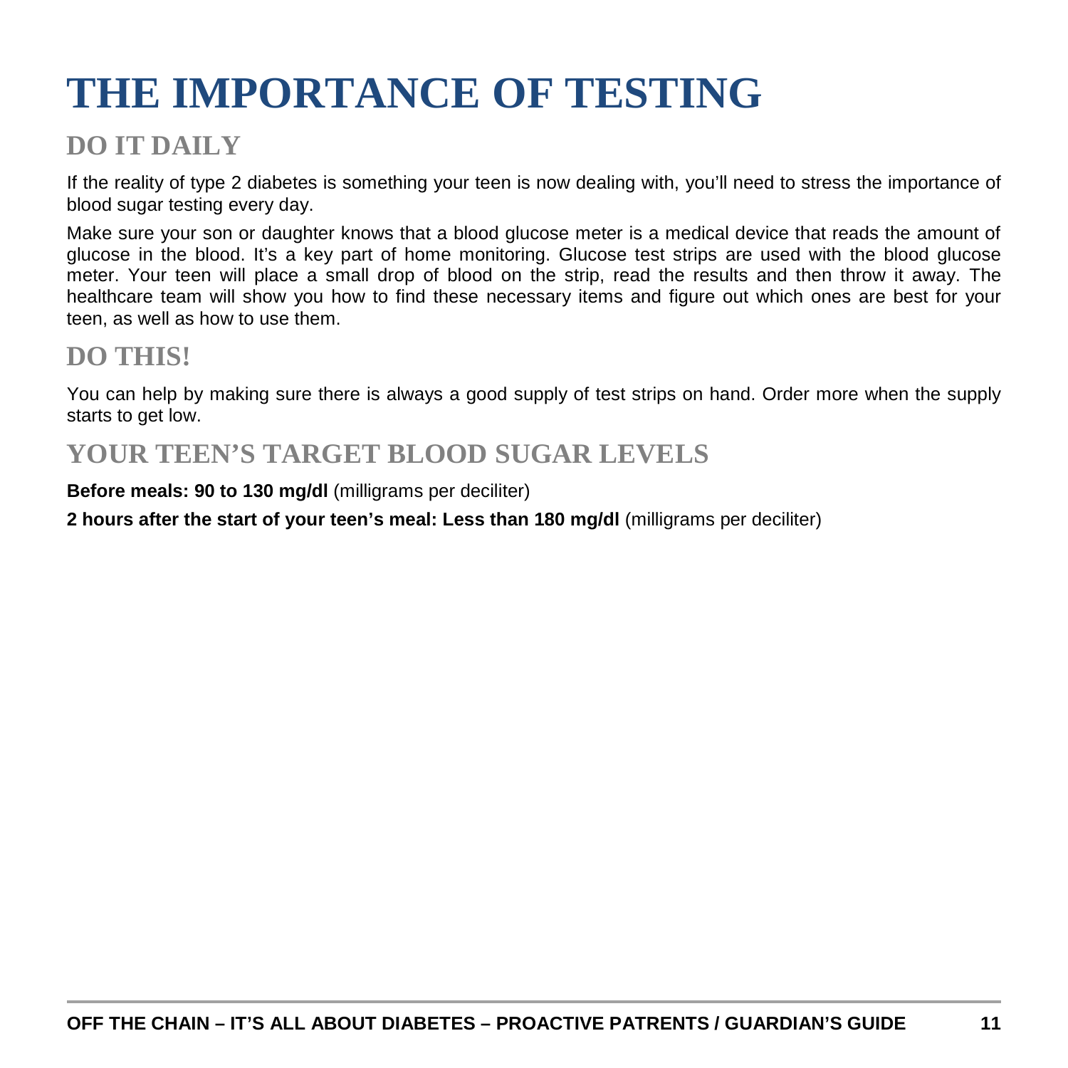# THE IMPORTANCE OF TESTING

## DO IT DAILY

If the reality of type 2 diabetes is something your teen is now dealing with, you'll need to stress the importance of blood sugar testing every day.

Make sure your son or daughter knows that a blood glucose meter is a medical device that reads the amount of glucose in the blood. It's a key part of home monitoring. Glucose test strips are used with the blood glucose meter. Your teen will place a small drop of blood on the strip, read the results and then throw it away. The healthcare team will show you how to find these necessary items and figure out which ones are best for your teen, as well as how to use them.

## DO THIS!

You can help by making sure there is always a good supply of test strips on hand. Order more when the supply starts to get low.

## YOUR TEEN'S TARGET BLOOD SUGAR LEVELS

**Before meals: 90 to 130 mg/dl** (milligrams per deciliter)

**2 hours after the start of your teen's meal: Less than 180 mg/dl** (milligrams per deciliter)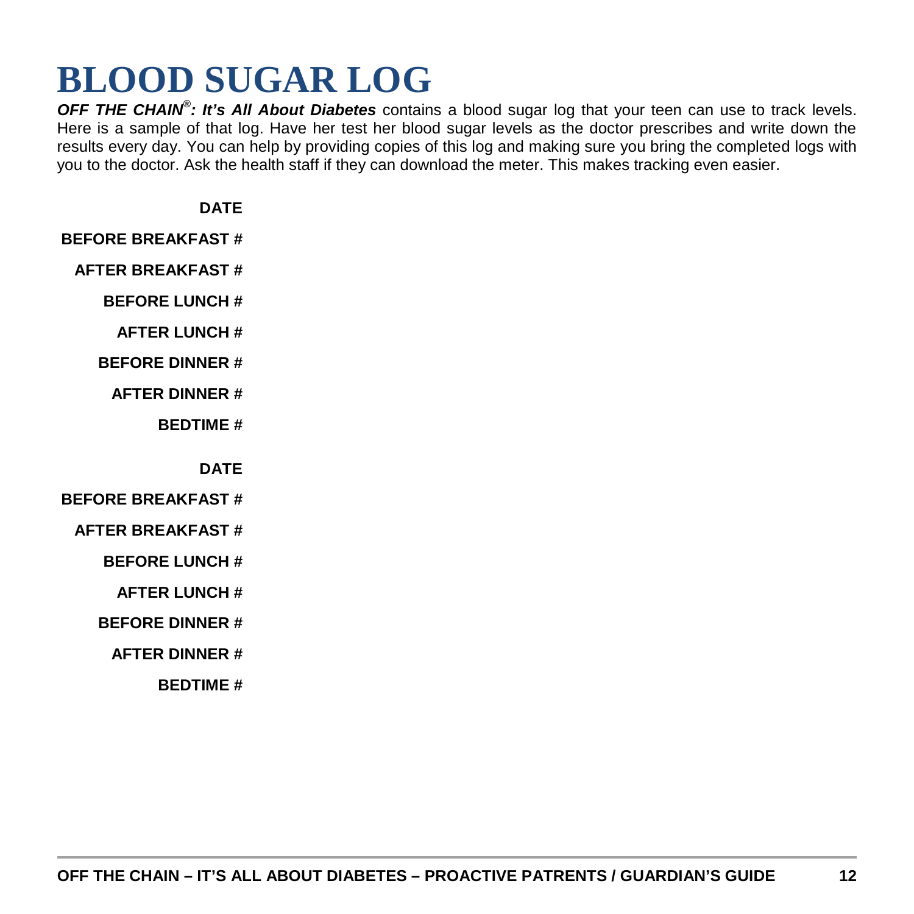# BLOOD SUGAR LOG

***OFF THE CHAIN®: It's All About Diabetes*** contains a blood sugar log that your teen can use to track levels. Here is a sample of that log. Have her test her blood sugar levels as the doctor prescribes and write down the results every day. You can help by providing copies of this log and making sure you bring the completed logs with you to the doctor. Ask the health staff if they can download the meter. This makes tracking even easier.

**DATE**

**BEFORE BREAKFAST #**

**AFTER BREAKFAST #**

**BEFORE LUNCH #**

**AFTER LUNCH #**

**BEFORE DINNER #**

**AFTER DINNER #**

**BEDTIME #**

**DATE**

**BEFORE BREAKFAST #**

**AFTER BREAKFAST #**

**BEFORE LUNCH #**

**AFTER LUNCH #**

**BEFORE DINNER #**

**AFTER DINNER #**

**BEDTIME #**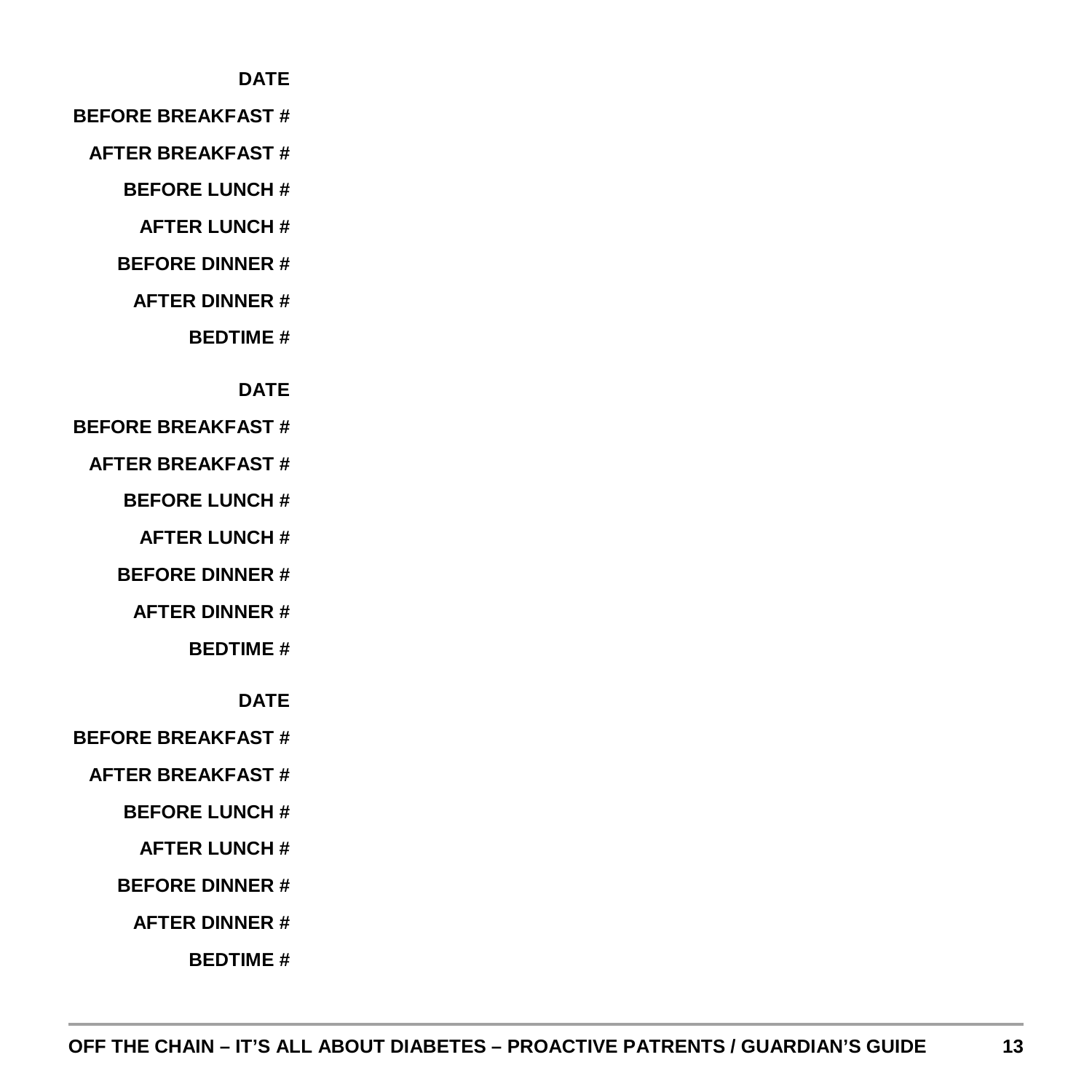**DATE**

**BEFORE BREAKFAST #**

**AFTER BREAKFAST #**

**BEFORE LUNCH #**

**AFTER LUNCH #**

**BEFORE DINNER #**

**AFTER DINNER #**

**BEDTIME #**

**DATE**

**BEFORE BREAKFAST #**

**AFTER BREAKFAST #**

**BEFORE LUNCH #**

**AFTER LUNCH #**

**BEFORE DINNER #**

**AFTER DINNER #**

**BEDTIME #**

**DATE**

**BEFORE BREAKFAST #**

**AFTER BREAKFAST #**

**BEFORE LUNCH #**

**AFTER LUNCH #**

**BEFORE DINNER #**

**AFTER DINNER #**

**BEDTIME #**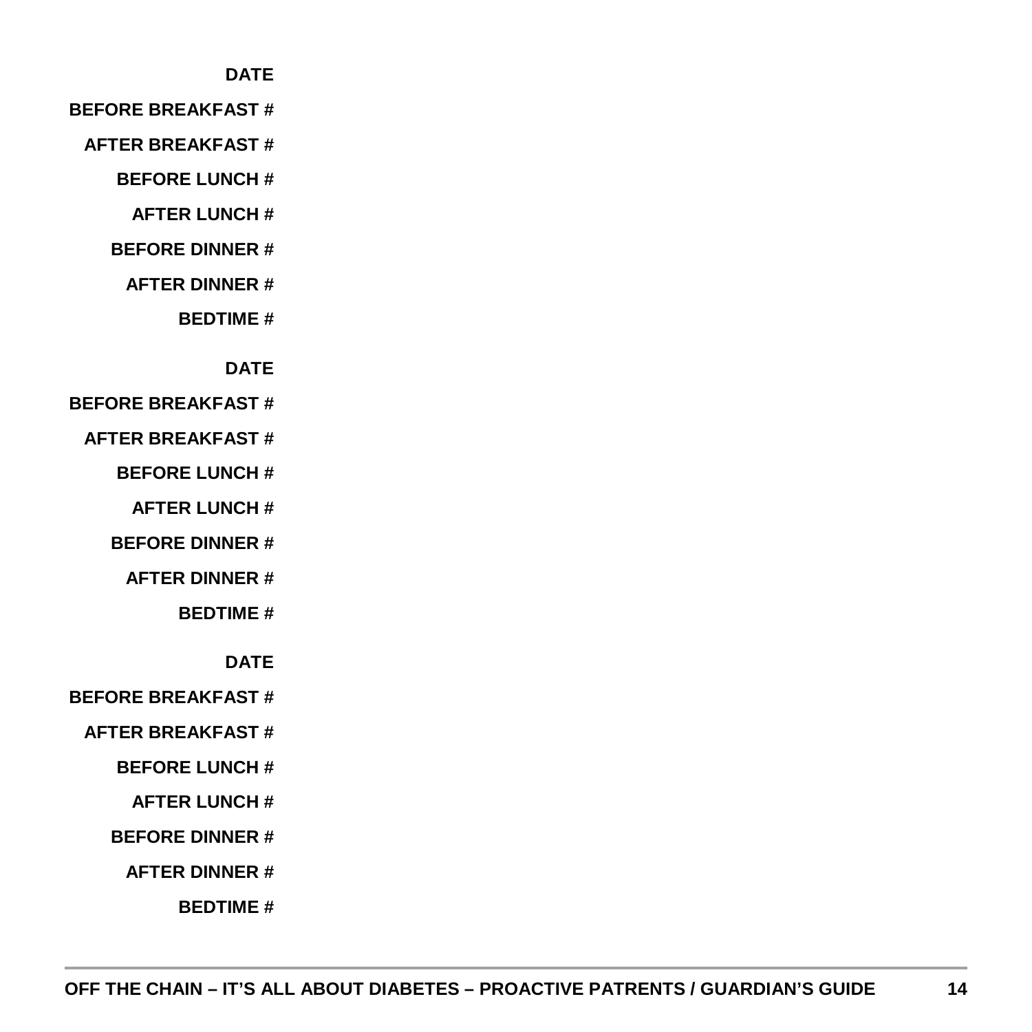**DATE**

**BEFORE BREAKFAST #**

**AFTER BREAKFAST #**

**BEFORE LUNCH #**

**AFTER LUNCH #**

**BEFORE DINNER #**

**AFTER DINNER #**

**BEDTIME #**

**DATE**

**BEFORE BREAKFAST #**

**AFTER BREAKFAST #**

**BEFORE LUNCH #**

**AFTER LUNCH #**

**BEFORE DINNER #**

**AFTER DINNER #**

**BEDTIME #**

**DATE**

**BEFORE BREAKFAST #**

**AFTER BREAKFAST #**

**BEFORE LUNCH #**

**AFTER LUNCH #**

**BEFORE DINNER #**

**AFTER DINNER #**

**BEDTIME #**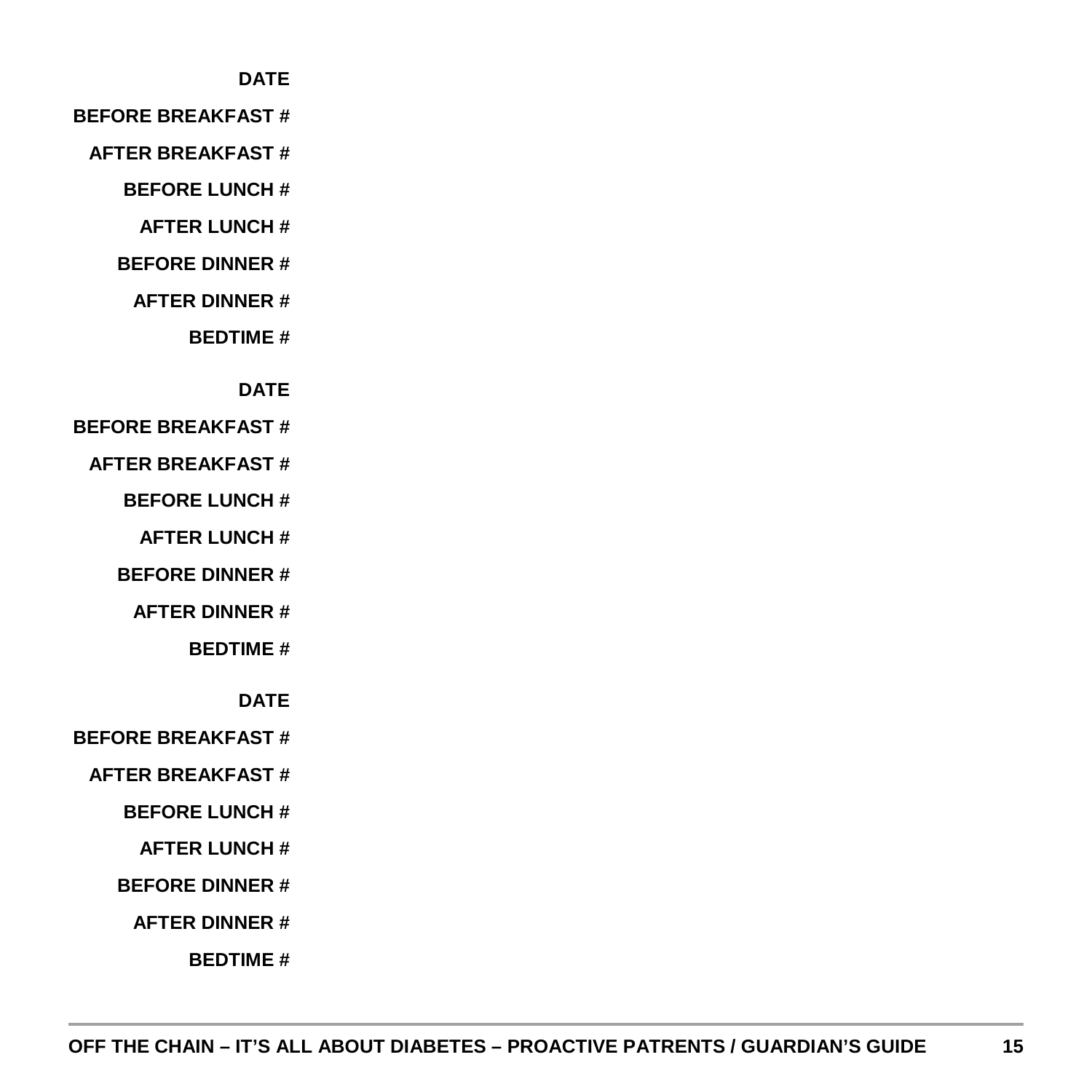**DATE**

**BEFORE BREAKFAST #**

**AFTER BREAKFAST #**

**BEFORE LUNCH #**

**AFTER LUNCH #**

**BEFORE DINNER #**

**AFTER DINNER #**

**BEDTIME #**

**DATE**

**BEFORE BREAKFAST #**

**AFTER BREAKFAST #**

**BEFORE LUNCH #**

**AFTER LUNCH #**

**BEFORE DINNER #**

**AFTER DINNER #**

**BEDTIME #**

**DATE**

**BEFORE BREAKFAST #**

**AFTER BREAKFAST #**

**BEFORE LUNCH #**

**AFTER LUNCH #**

**BEFORE DINNER #**

**AFTER DINNER #**

**BEDTIME #**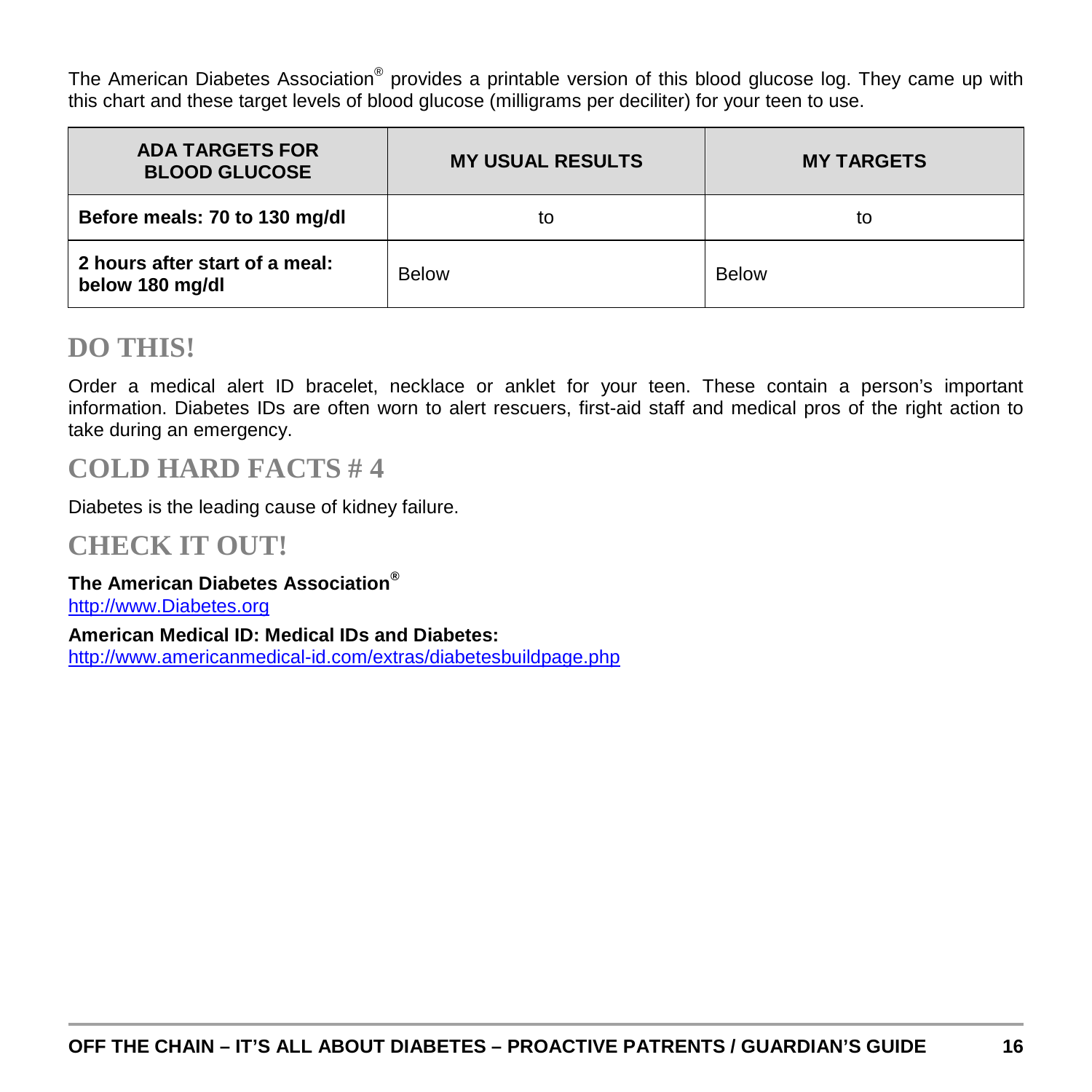The American Diabetes Association® provides a printable version of this blood glucose log. They came up with this chart and these target levels of blood glucose (milligrams per deciliter) for your teen to use.

| ADA TARGETS FOR BLOOD GLUCOSE | MY USUAL RESULTS | MY TARGETS |
|---|---|---|
| **Before meals: 70 to 130 mg/dl** | to | to |
| **2 hours after start of a meal: below 180 mg/dl** | Below | Below |

## DO THIS!

Order a medical alert ID bracelet, necklace or anklet for your teen. These contain a person's important information. Diabetes IDs are often worn to alert rescuers, first-aid staff and medical pros of the right action to take during an emergency.

## COLD HARD FACTS # 4

Diabetes is the leading cause of kidney failure.

## CHECK IT OUT!

**The American Diabetes Association®**
http://www.Diabetes.org

**American Medical ID: Medical IDs and Diabetes:**
http://www.americanmedical-id.com/extras/diabetesbuildpage.php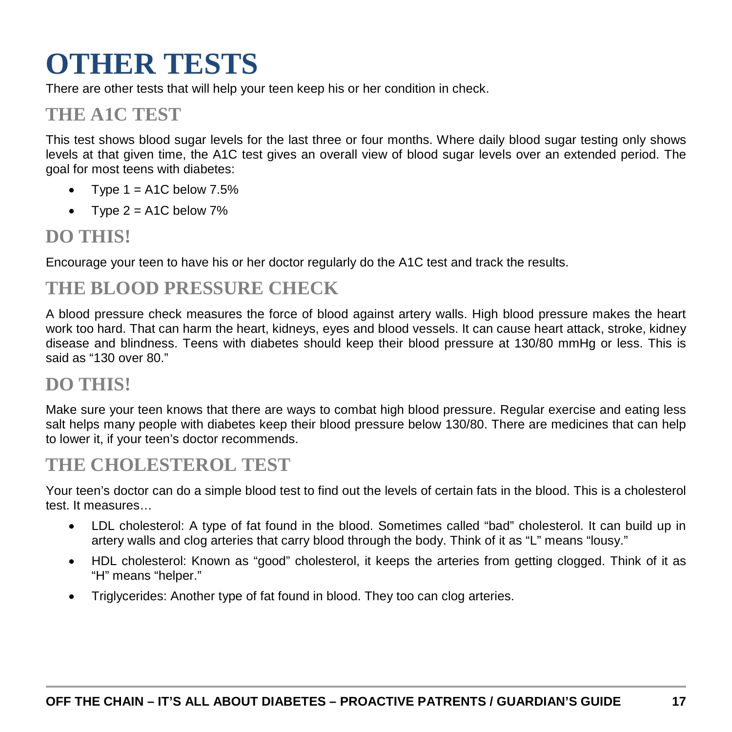# OTHER TESTS

There are other tests that will help your teen keep his or her condition in check.

## THE A1C TEST

This test shows blood sugar levels for the last three or four months. Where daily blood sugar testing only shows levels at that given time, the A1C test gives an overall view of blood sugar levels over an extended period. The goal for most teens with diabetes:

- Type 1 = A1C below 7.5%
- Type 2 = A1C below 7%

## DO THIS!

Encourage your teen to have his or her doctor regularly do the A1C test and track the results.

## THE BLOOD PRESSURE CHECK

A blood pressure check measures the force of blood against artery walls. High blood pressure makes the heart work too hard. That can harm the heart, kidneys, eyes and blood vessels. It can cause heart attack, stroke, kidney disease and blindness. Teens with diabetes should keep their blood pressure at 130/80 mmHg or less. This is said as "130 over 80."

## DO THIS!

Make sure your teen knows that there are ways to combat high blood pressure. Regular exercise and eating less salt helps many people with diabetes keep their blood pressure below 130/80. There are medicines that can help to lower it, if your teen's doctor recommends.

## THE CHOLESTEROL TEST

Your teen's doctor can do a simple blood test to find out the levels of certain fats in the blood. This is a cholesterol test. It measures…

- LDL cholesterol: A type of fat found in the blood. Sometimes called "bad" cholesterol. It can build up in artery walls and clog arteries that carry blood through the body. Think of it as "L" means "lousy."
- HDL cholesterol: Known as "good" cholesterol, it keeps the arteries from getting clogged. Think of it as "H" means "helper."
- Triglycerides: Another type of fat found in blood. They too can clog arteries.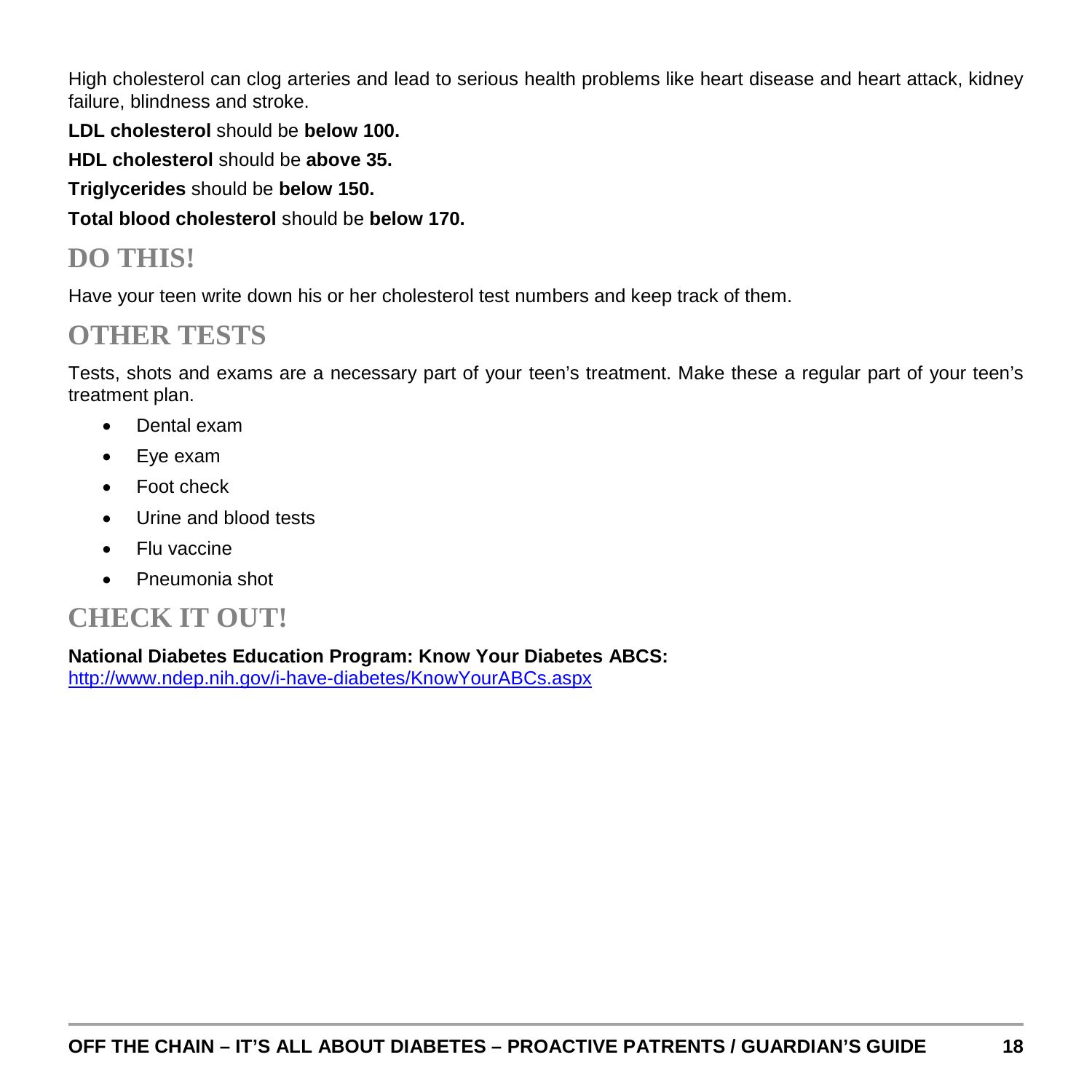High cholesterol can clog arteries and lead to serious health problems like heart disease and heart attack, kidney failure, blindness and stroke.

**LDL cholesterol** should be **below 100.**

**HDL cholesterol** should be **above 35.**

**Triglycerides** should be **below 150.**

**Total blood cholesterol** should be **below 170.**

## DO THIS!

Have your teen write down his or her cholesterol test numbers and keep track of them.

## OTHER TESTS

Tests, shots and exams are a necessary part of your teen's treatment. Make these a regular part of your teen's treatment plan.

- Dental exam
- Eye exam
- Foot check
- Urine and blood tests
- Flu vaccine
- Pneumonia shot

## CHECK IT OUT!

**National Diabetes Education Program: Know Your Diabetes ABCS:**
[http://www.ndep.nih.gov/i-have-diabetes/KnowYourABCs.aspx](http://www.ndep.nih.gov/i-have-diabetes/KnowYourABCs.aspx)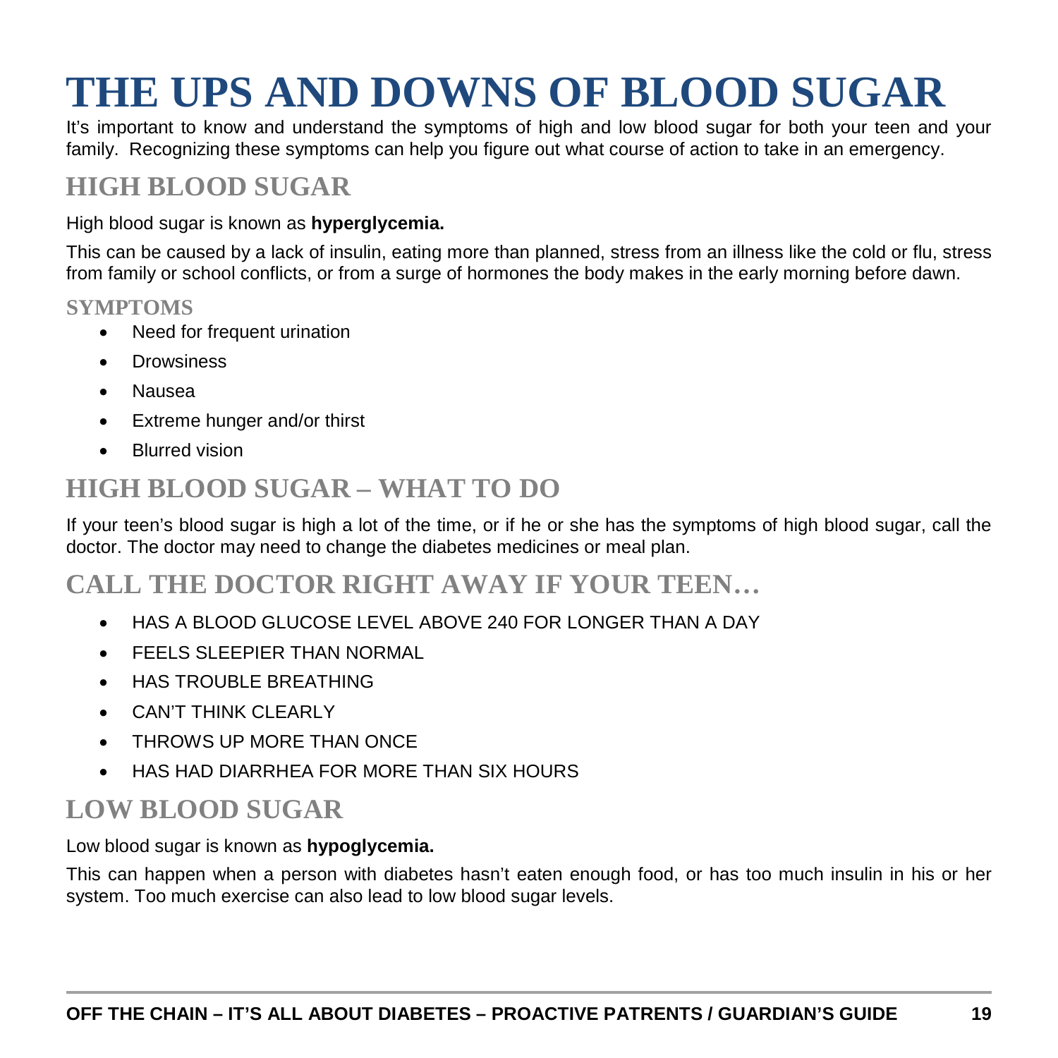# THE UPS AND DOWNS OF BLOOD SUGAR

It's important to know and understand the symptoms of high and low blood sugar for both your teen and your family. Recognizing these symptoms can help you figure out what course of action to take in an emergency.

## HIGH BLOOD SUGAR

High blood sugar is known as **hyperglycemia.**

This can be caused by a lack of insulin, eating more than planned, stress from an illness like the cold or flu, stress from family or school conflicts, or from a surge of hormones the body makes in the early morning before dawn.

### SYMPTOMS

- Need for frequent urination
- Drowsiness
- Nausea
- Extreme hunger and/or thirst
- Blurred vision

## HIGH BLOOD SUGAR – WHAT TO DO

If your teen's blood sugar is high a lot of the time, or if he or she has the symptoms of high blood sugar, call the doctor. The doctor may need to change the diabetes medicines or meal plan.

## CALL THE DOCTOR RIGHT AWAY IF YOUR TEEN…

- HAS A BLOOD GLUCOSE LEVEL ABOVE 240 FOR LONGER THAN A DAY
- FEELS SLEEPIER THAN NORMAL
- HAS TROUBLE BREATHING
- CAN'T THINK CLEARLY
- THROWS UP MORE THAN ONCE
- HAS HAD DIARRHEA FOR MORE THAN SIX HOURS

## LOW BLOOD SUGAR

Low blood sugar is known as **hypoglycemia.**

This can happen when a person with diabetes hasn't eaten enough food, or has too much insulin in his or her system. Too much exercise can also lead to low blood sugar levels.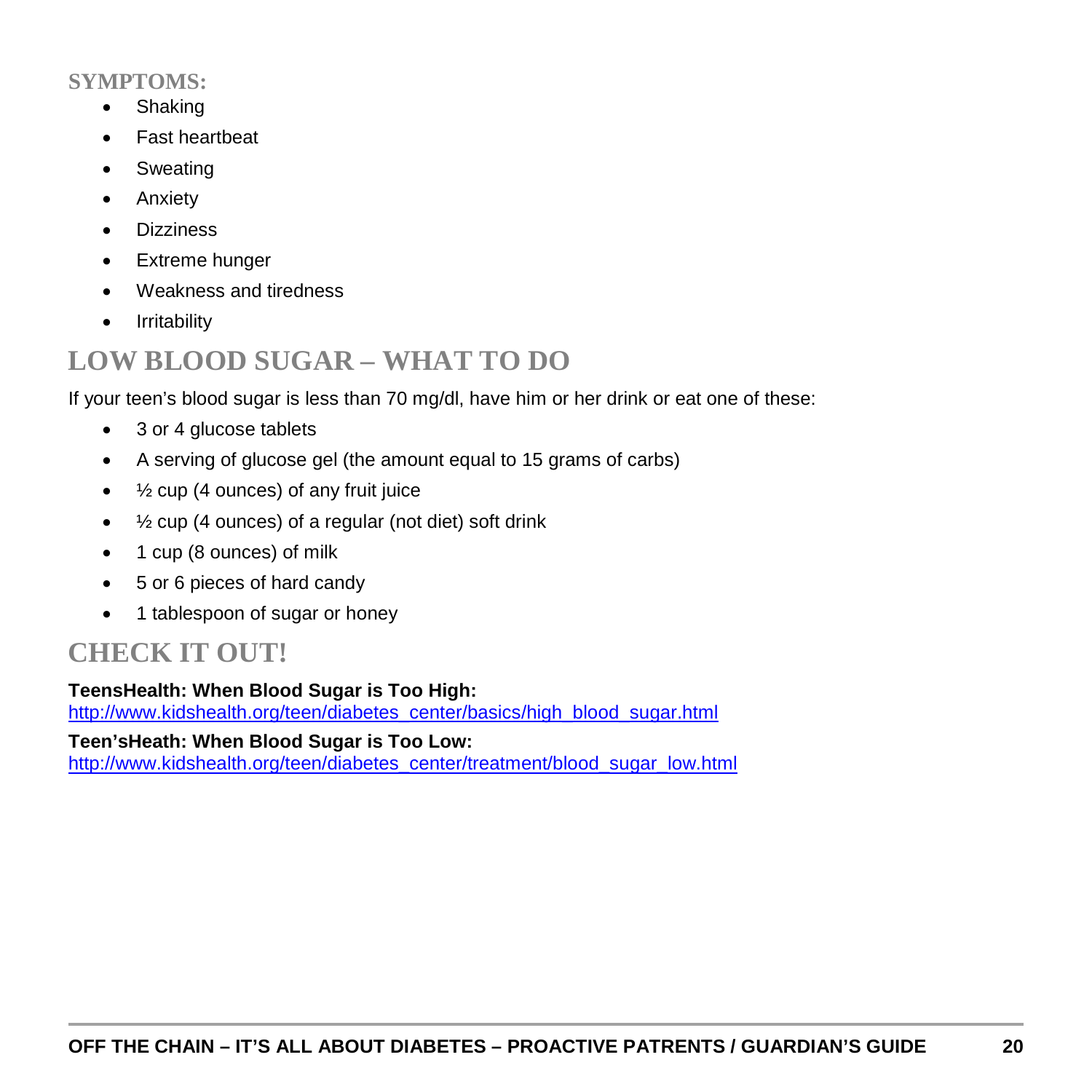### SYMPTOMS:

- Shaking
- Fast heartbeat
- Sweating
- Anxiety
- Dizziness
- Extreme hunger
- Weakness and tiredness
- Irritability

## LOW BLOOD SUGAR – WHAT TO DO

If your teen's blood sugar is less than 70 mg/dl, have him or her drink or eat one of these:

- 3 or 4 glucose tablets
- A serving of glucose gel (the amount equal to 15 grams of carbs)
- ½ cup (4 ounces) of any fruit juice
- ½ cup (4 ounces) of a regular (not diet) soft drink
- 1 cup (8 ounces) of milk
- 5 or 6 pieces of hard candy
- 1 tablespoon of sugar or honey

## CHECK IT OUT!

**TeensHealth: When Blood Sugar is Too High:**
http://www.kidshealth.org/teen/diabetes_center/basics/high_blood_sugar.html

**Teen'sHeath: When Blood Sugar is Too Low:**
http://www.kidshealth.org/teen/diabetes_center/treatment/blood_sugar_low.html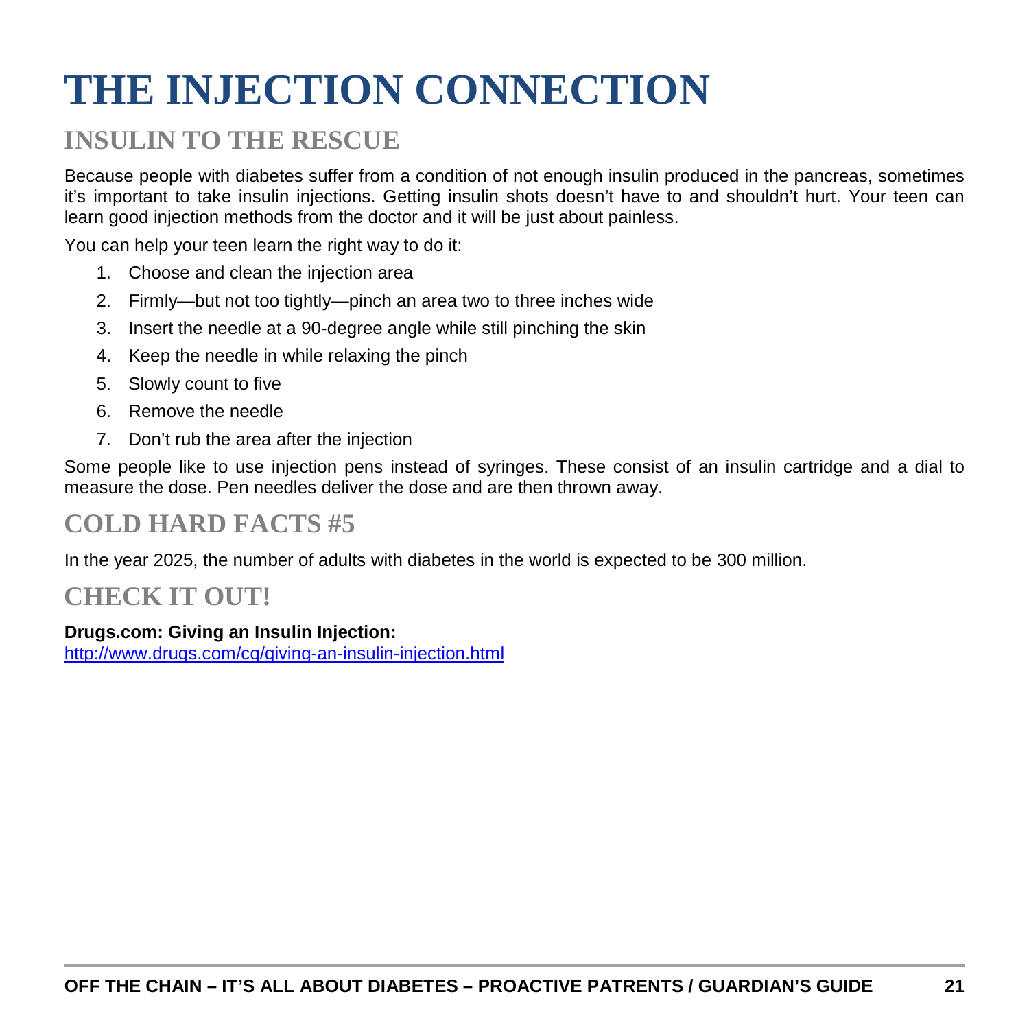# THE INJECTION CONNECTION

## INSULIN TO THE RESCUE

Because people with diabetes suffer from a condition of not enough insulin produced in the pancreas, sometimes it's important to take insulin injections. Getting insulin shots doesn't have to and shouldn't hurt. Your teen can learn good injection methods from the doctor and it will be just about painless.

You can help your teen learn the right way to do it:

1. Choose and clean the injection area
2. Firmly—but not too tightly—pinch an area two to three inches wide
3. Insert the needle at a 90-degree angle while still pinching the skin
4. Keep the needle in while relaxing the pinch
5. Slowly count to five
6. Remove the needle
7. Don't rub the area after the injection

Some people like to use injection pens instead of syringes. These consist of an insulin cartridge and a dial to measure the dose. Pen needles deliver the dose and are then thrown away.

## COLD HARD FACTS #5

In the year 2025, the number of adults with diabetes in the world is expected to be 300 million.

## CHECK IT OUT!

**Drugs.com: Giving an Insulin Injection:**
http://www.drugs.com/cg/giving-an-insulin-injection.html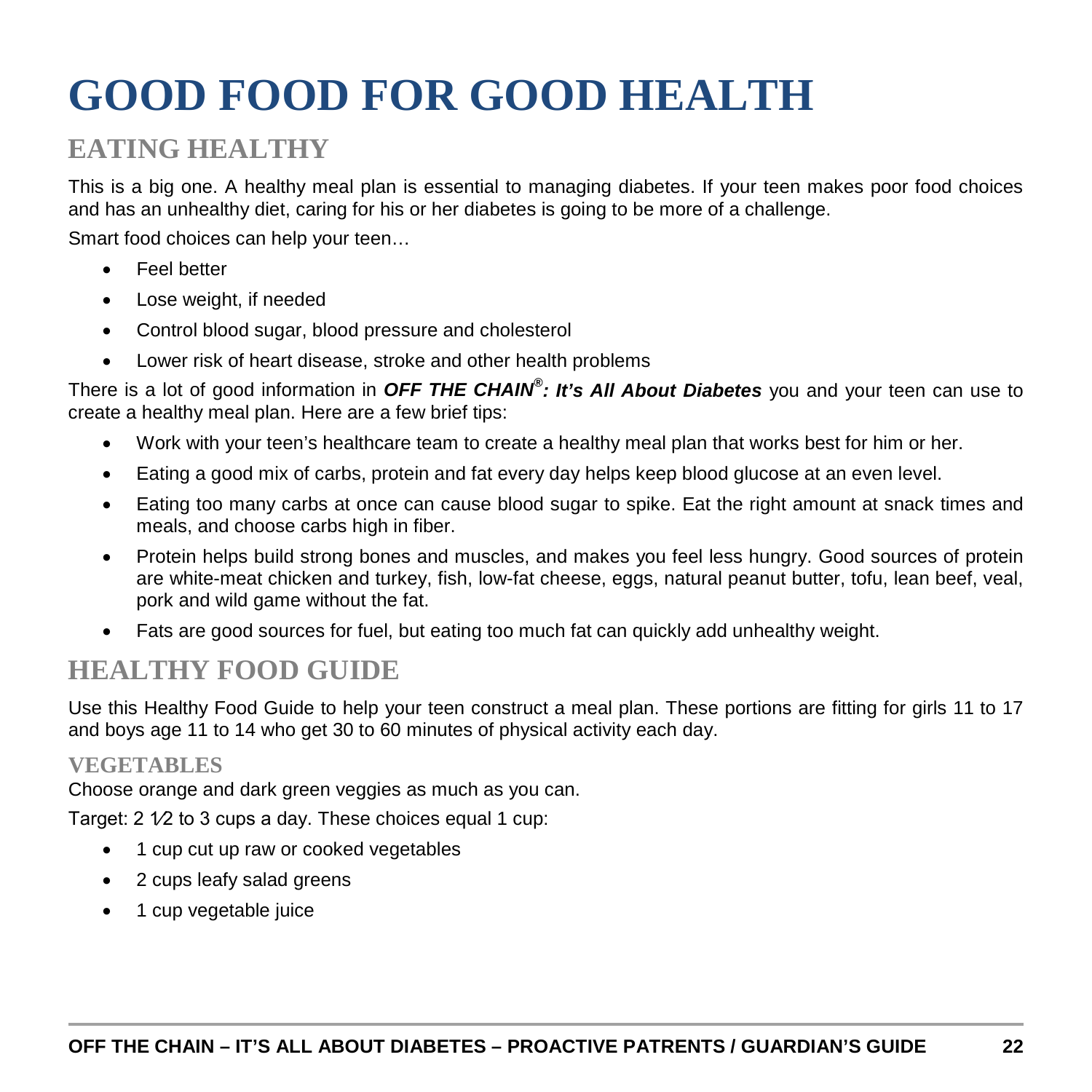# GOOD FOOD FOR GOOD HEALTH

## EATING HEALTHY

This is a big one. A healthy meal plan is essential to managing diabetes. If your teen makes poor food choices and has an unhealthy diet, caring for his or her diabetes is going to be more of a challenge.

Smart food choices can help your teen…

- Feel better
- Lose weight, if needed
- Control blood sugar, blood pressure and cholesterol
- Lower risk of heart disease, stroke and other health problems

There is a lot of good information in ***OFF THE CHAIN®: It's All About Diabetes*** you and your teen can use to create a healthy meal plan. Here are a few brief tips:

- Work with your teen's healthcare team to create a healthy meal plan that works best for him or her.
- Eating a good mix of carbs, protein and fat every day helps keep blood glucose at an even level.
- Eating too many carbs at once can cause blood sugar to spike. Eat the right amount at snack times and meals, and choose carbs high in fiber.
- Protein helps build strong bones and muscles, and makes you feel less hungry. Good sources of protein are white-meat chicken and turkey, fish, low-fat cheese, eggs, natural peanut butter, tofu, lean beef, veal, pork and wild game without the fat.
- Fats are good sources for fuel, but eating too much fat can quickly add unhealthy weight.

## HEALTHY FOOD GUIDE

Use this Healthy Food Guide to help your teen construct a meal plan. These portions are fitting for girls 11 to 17 and boys age 11 to 14 who get 30 to 60 minutes of physical activity each day.

### VEGETABLES

Choose orange and dark green veggies as much as you can.

Target: 2 1⁄2 to 3 cups a day. These choices equal 1 cup:

- 1 cup cut up raw or cooked vegetables
- 2 cups leafy salad greens
- 1 cup vegetable juice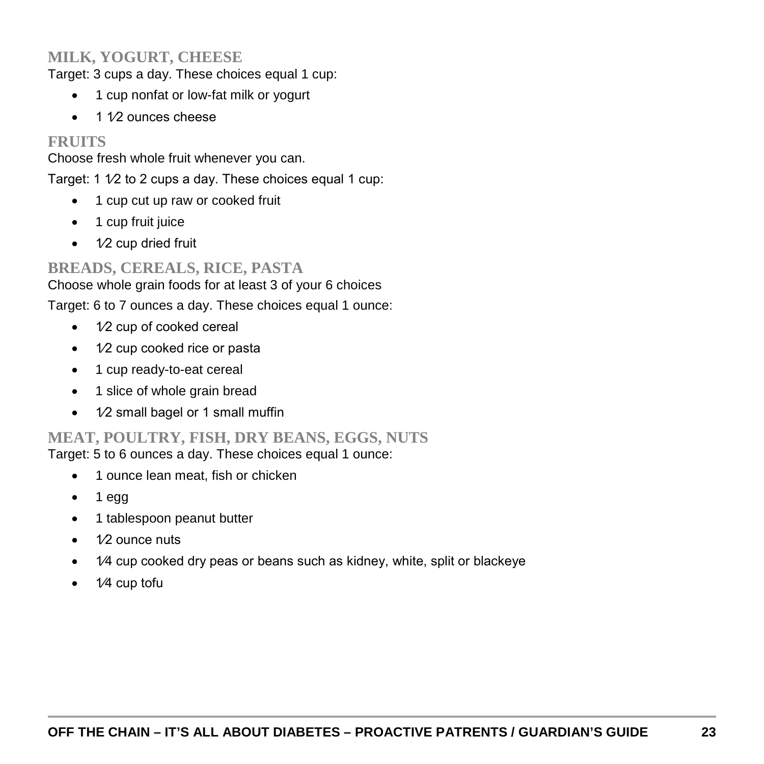### MILK, YOGURT, CHEESE

Target: 3 cups a day. These choices equal 1 cup:

- 1 cup nonfat or low-fat milk or yogurt
- 1 1⁄2 ounces cheese

### FRUITS

Choose fresh whole fruit whenever you can.

Target: 1 1⁄2 to 2 cups a day. These choices equal 1 cup:

- 1 cup cut up raw or cooked fruit
- 1 cup fruit juice
- 1⁄2 cup dried fruit

### BREADS, CEREALS, RICE, PASTA

Choose whole grain foods for at least 3 of your 6 choices

Target: 6 to 7 ounces a day. These choices equal 1 ounce:

- 1⁄2 cup of cooked cereal
- 1⁄2 cup cooked rice or pasta
- 1 cup ready-to-eat cereal
- 1 slice of whole grain bread
- 1⁄2 small bagel or 1 small muffin

### MEAT, POULTRY, FISH, DRY BEANS, EGGS, NUTS

Target: 5 to 6 ounces a day. These choices equal 1 ounce:

- 1 ounce lean meat, fish or chicken
- 1 egg
- 1 tablespoon peanut butter
- 1⁄2 ounce nuts
- 1⁄4 cup cooked dry peas or beans such as kidney, white, split or blackeye
- 1⁄4 cup tofu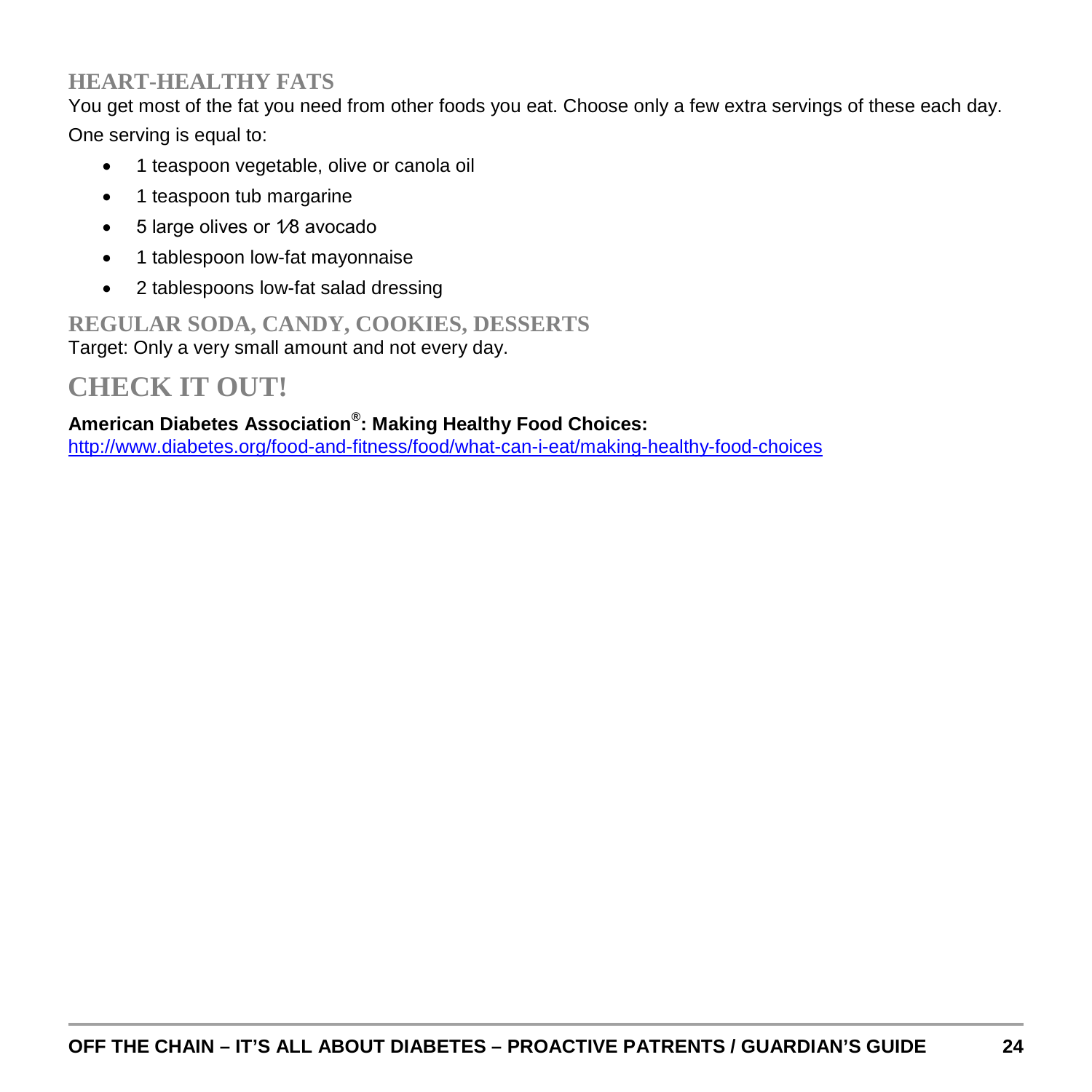### HEART-HEALTHY FATS

You get most of the fat you need from other foods you eat. Choose only a few extra servings of these each day. One serving is equal to:

- 1 teaspoon vegetable, olive or canola oil
- 1 teaspoon tub margarine
- 5 large olives or 1⁄8 avocado
- 1 tablespoon low-fat mayonnaise
- 2 tablespoons low-fat salad dressing

### REGULAR SODA, CANDY, COOKIES, DESSERTS

Target: Only a very small amount and not every day.

## CHECK IT OUT!

**American Diabetes Association®: Making Healthy Food Choices:**
http://www.diabetes.org/food-and-fitness/food/what-can-i-eat/making-healthy-food-choices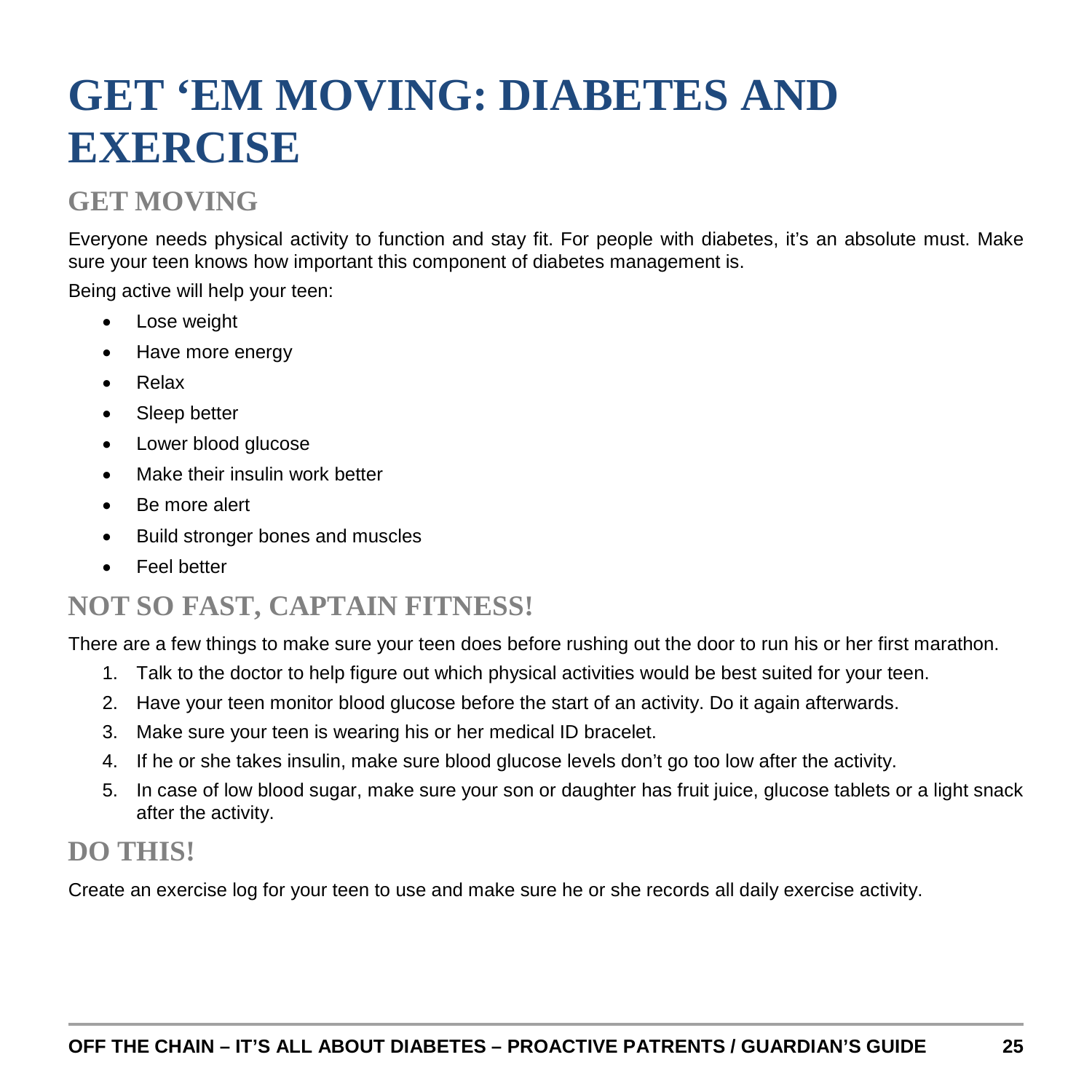# GET 'EM MOVING: DIABETES AND EXERCISE

## GET MOVING

Everyone needs physical activity to function and stay fit. For people with diabetes, it's an absolute must. Make sure your teen knows how important this component of diabetes management is.

Being active will help your teen:

- Lose weight
- Have more energy
- Relax
- Sleep better
- Lower blood glucose
- Make their insulin work better
- Be more alert
- Build stronger bones and muscles
- Feel better

## NOT SO FAST, CAPTAIN FITNESS!

There are a few things to make sure your teen does before rushing out the door to run his or her first marathon.

1. Talk to the doctor to help figure out which physical activities would be best suited for your teen.
2. Have your teen monitor blood glucose before the start of an activity. Do it again afterwards.
3. Make sure your teen is wearing his or her medical ID bracelet.
4. If he or she takes insulin, make sure blood glucose levels don't go too low after the activity.
5. In case of low blood sugar, make sure your son or daughter has fruit juice, glucose tablets or a light snack after the activity.

## DO THIS!

Create an exercise log for your teen to use and make sure he or she records all daily exercise activity.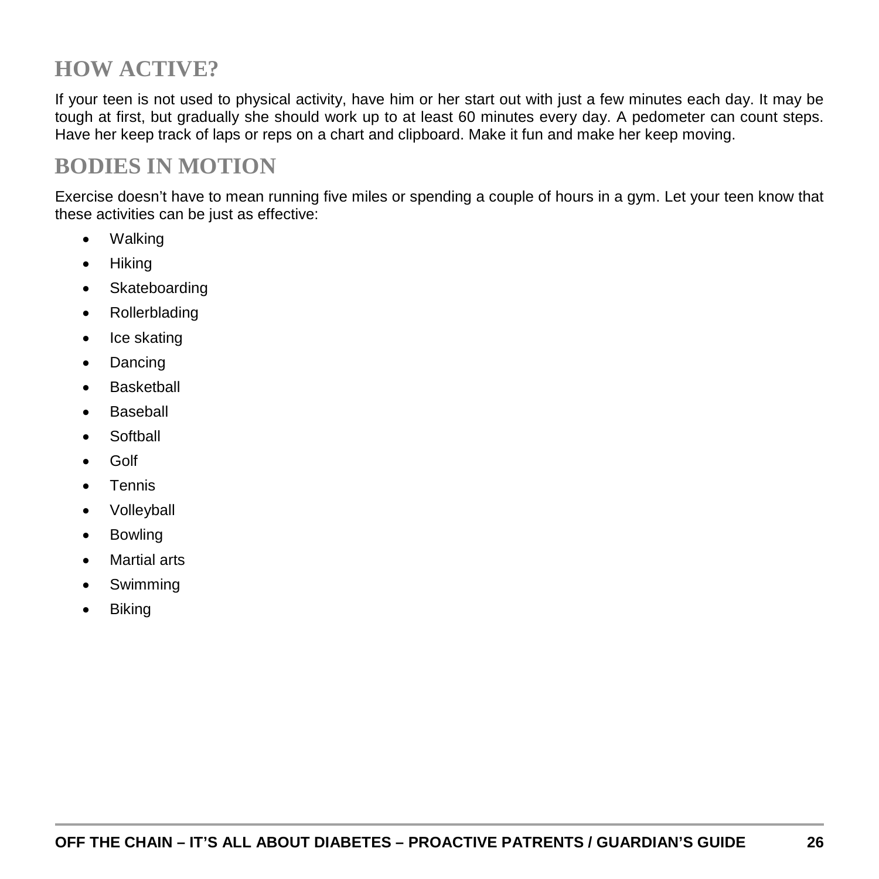## HOW ACTIVE?

If your teen is not used to physical activity, have him or her start out with just a few minutes each day. It may be tough at first, but gradually she should work up to at least 60 minutes every day. A pedometer can count steps. Have her keep track of laps or reps on a chart and clipboard. Make it fun and make her keep moving.

## BODIES IN MOTION

Exercise doesn't have to mean running five miles or spending a couple of hours in a gym. Let your teen know that these activities can be just as effective:

- Walking
- Hiking
- Skateboarding
- Rollerblading
- Ice skating
- Dancing
- Basketball
- Baseball
- Softball
- Golf
- Tennis
- Volleyball
- Bowling
- Martial arts
- Swimming
- Biking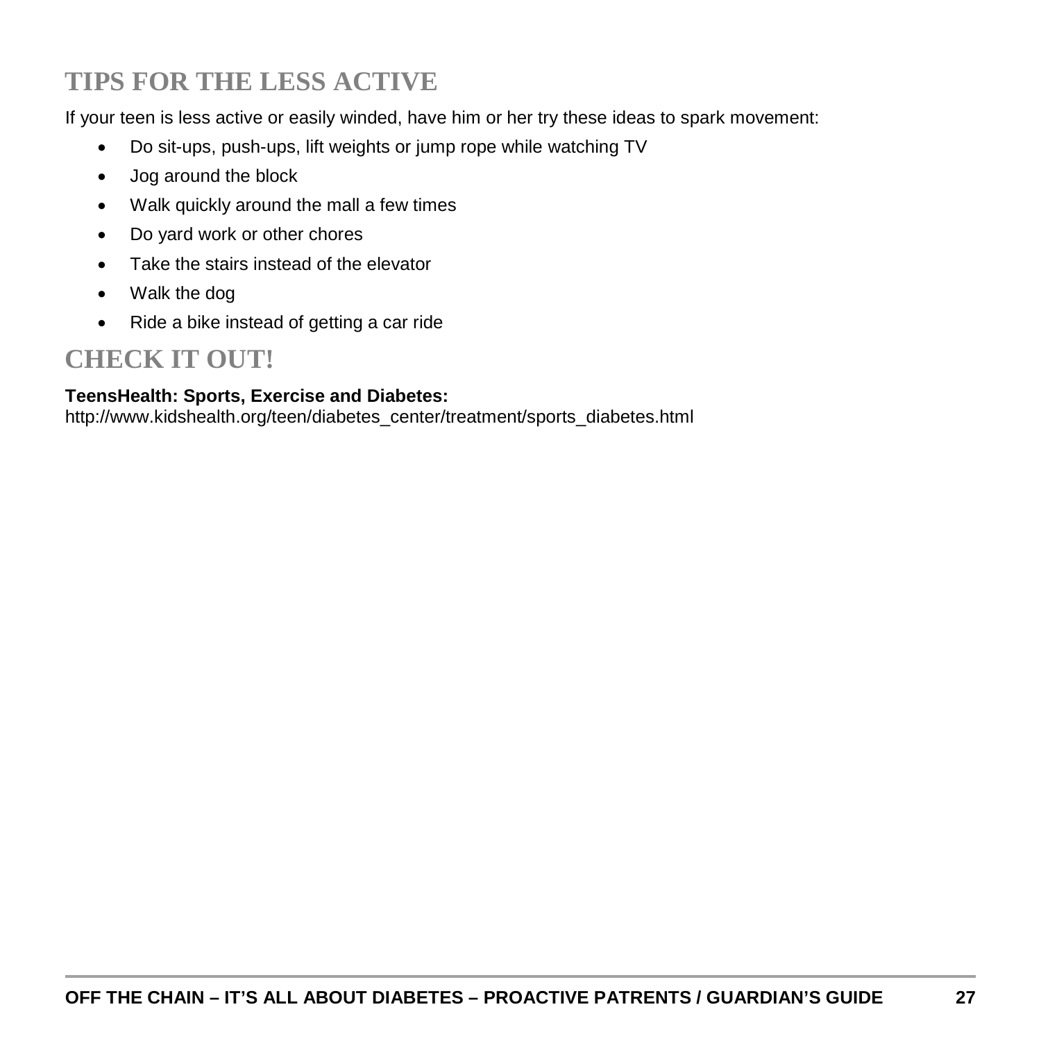## TIPS FOR THE LESS ACTIVE

If your teen is less active or easily winded, have him or her try these ideas to spark movement:

- Do sit-ups, push-ups, lift weights or jump rope while watching TV
- Jog around the block
- Walk quickly around the mall a few times
- Do yard work or other chores
- Take the stairs instead of the elevator
- Walk the dog
- Ride a bike instead of getting a car ride

## CHECK IT OUT!

**TeensHealth: Sports, Exercise and Diabetes:**
http://www.kidshealth.org/teen/diabetes_center/treatment/sports_diabetes.html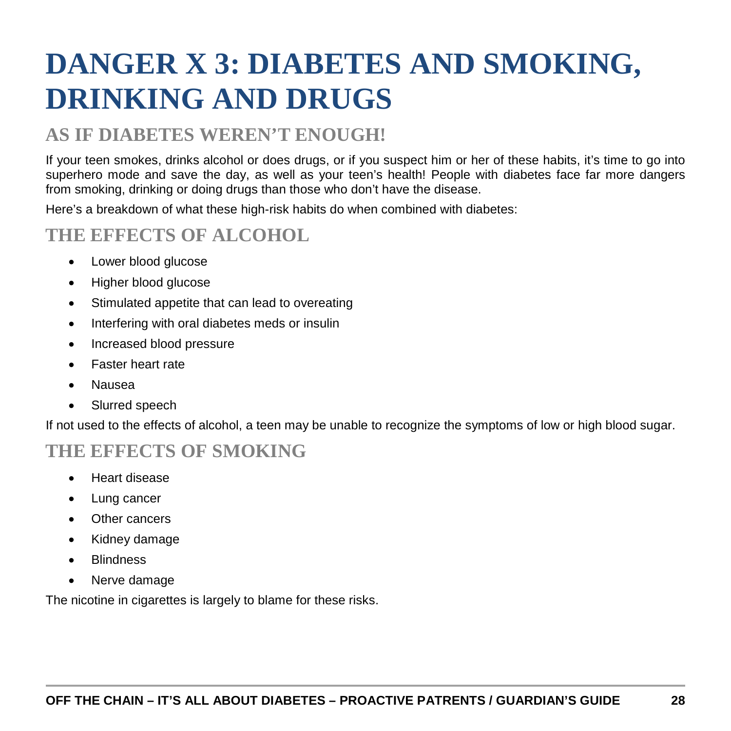# DANGER X 3: DIABETES AND SMOKING, DRINKING AND DRUGS

## AS IF DIABETES WEREN'T ENOUGH!

If your teen smokes, drinks alcohol or does drugs, or if you suspect him or her of these habits, it's time to go into superhero mode and save the day, as well as your teen's health! People with diabetes face far more dangers from smoking, drinking or doing drugs than those who don't have the disease.

Here's a breakdown of what these high-risk habits do when combined with diabetes:

## THE EFFECTS OF ALCOHOL

- Lower blood glucose
- Higher blood glucose
- Stimulated appetite that can lead to overeating
- Interfering with oral diabetes meds or insulin
- Increased blood pressure
- Faster heart rate
- Nausea
- Slurred speech

If not used to the effects of alcohol, a teen may be unable to recognize the symptoms of low or high blood sugar.

## THE EFFECTS OF SMOKING

- Heart disease
- Lung cancer
- Other cancers
- Kidney damage
- Blindness
- Nerve damage

The nicotine in cigarettes is largely to blame for these risks.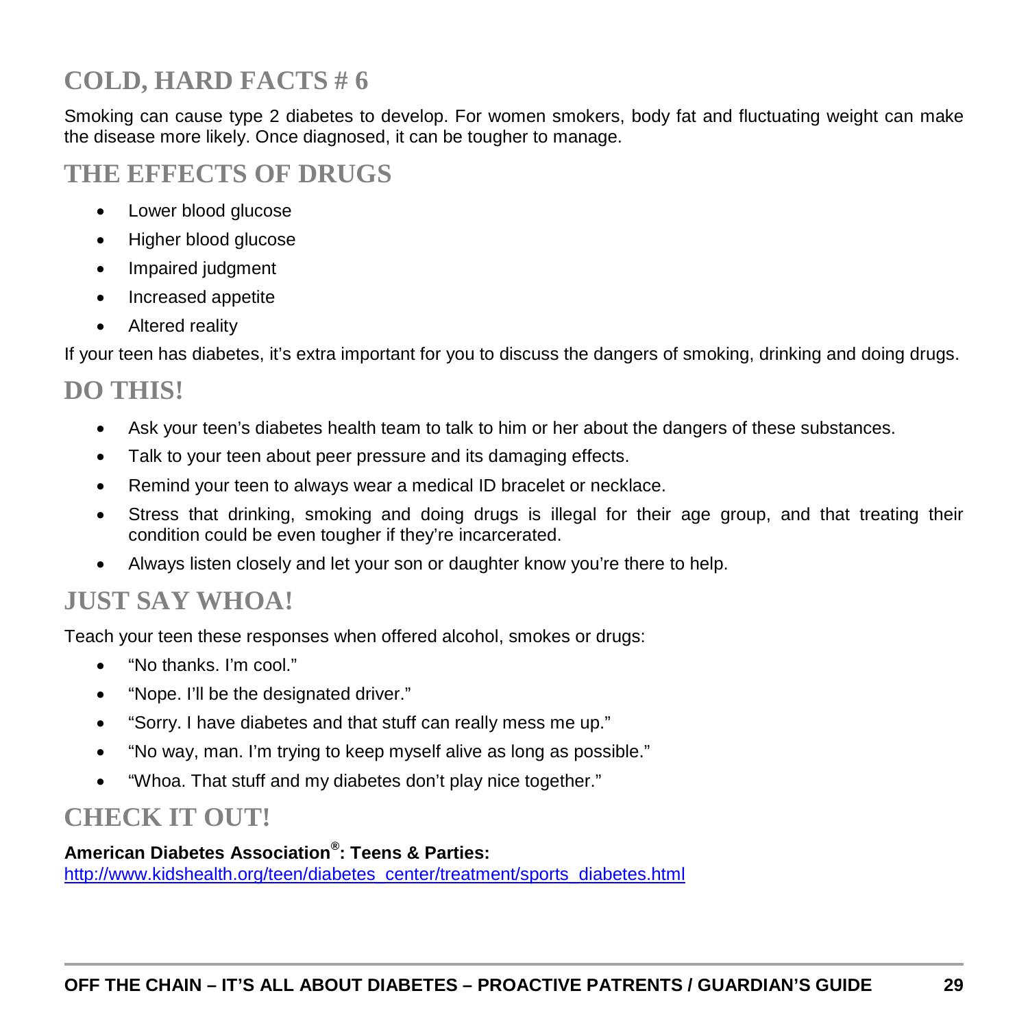## COLD, HARD FACTS # 6

Smoking can cause type 2 diabetes to develop. For women smokers, body fat and fluctuating weight can make the disease more likely. Once diagnosed, it can be tougher to manage.

## THE EFFECTS OF DRUGS

- Lower blood glucose
- Higher blood glucose
- Impaired judgment
- Increased appetite
- Altered reality

If your teen has diabetes, it's extra important for you to discuss the dangers of smoking, drinking and doing drugs.

## DO THIS!

- Ask your teen's diabetes health team to talk to him or her about the dangers of these substances.
- Talk to your teen about peer pressure and its damaging effects.
- Remind your teen to always wear a medical ID bracelet or necklace.
- Stress that drinking, smoking and doing drugs is illegal for their age group, and that treating their condition could be even tougher if they're incarcerated.
- Always listen closely and let your son or daughter know you're there to help.

## JUST SAY WHOA!

Teach your teen these responses when offered alcohol, smokes or drugs:

- "No thanks. I'm cool."
- "Nope. I'll be the designated driver."
- "Sorry. I have diabetes and that stuff can really mess me up."
- "No way, man. I'm trying to keep myself alive as long as possible."
- "Whoa. That stuff and my diabetes don't play nice together."

## CHECK IT OUT!

**American Diabetes Association®: Teens & Parties:**
http://www.kidshealth.org/teen/diabetes_center/treatment/sports_diabetes.html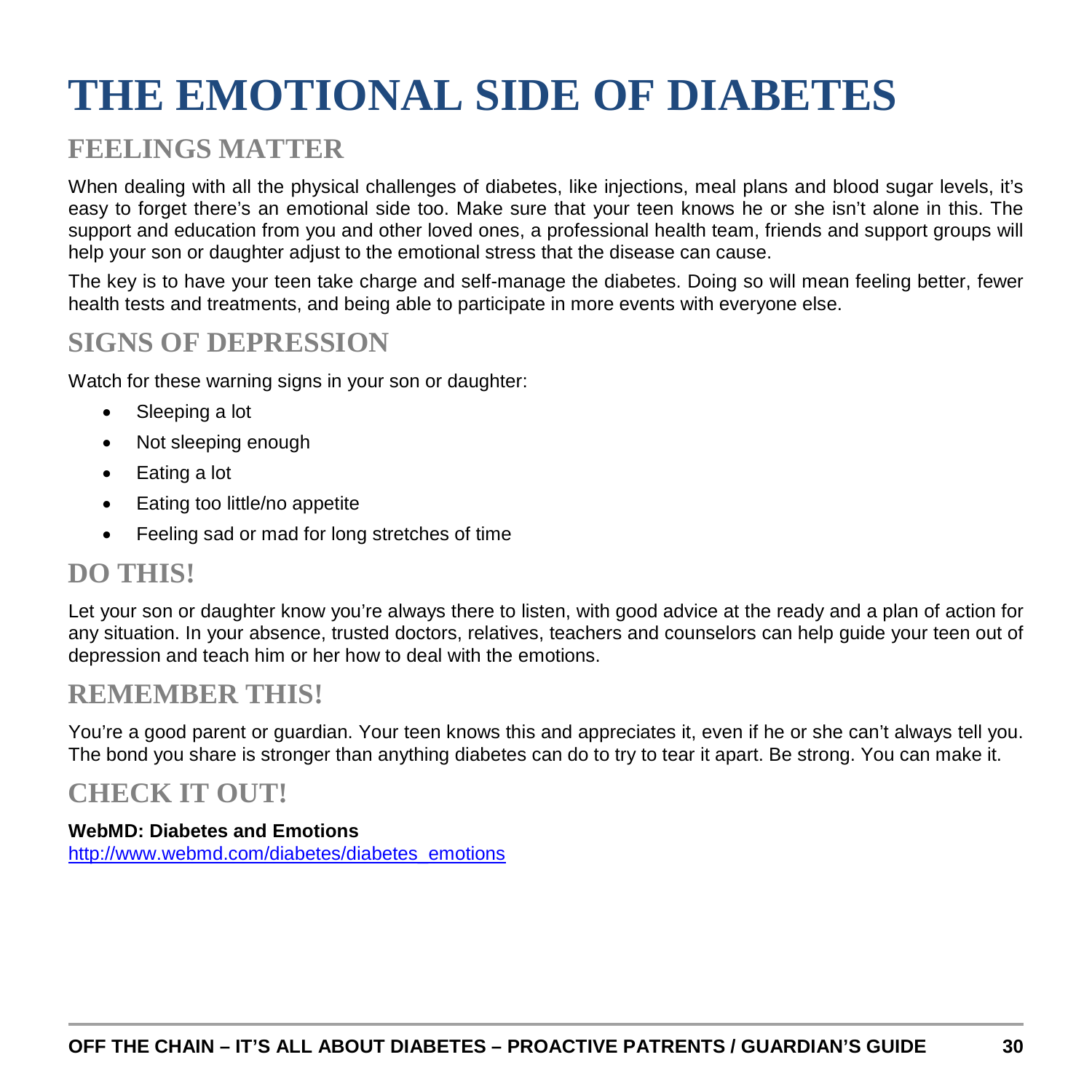# THE EMOTIONAL SIDE OF DIABETES

## FEELINGS MATTER

When dealing with all the physical challenges of diabetes, like injections, meal plans and blood sugar levels, it's easy to forget there's an emotional side too. Make sure that your teen knows he or she isn't alone in this. The support and education from you and other loved ones, a professional health team, friends and support groups will help your son or daughter adjust to the emotional stress that the disease can cause.

The key is to have your teen take charge and self-manage the diabetes. Doing so will mean feeling better, fewer health tests and treatments, and being able to participate in more events with everyone else.

## SIGNS OF DEPRESSION

Watch for these warning signs in your son or daughter:

- Sleeping a lot
- Not sleeping enough
- Eating a lot
- Eating too little/no appetite
- Feeling sad or mad for long stretches of time

## DO THIS!

Let your son or daughter know you're always there to listen, with good advice at the ready and a plan of action for any situation. In your absence, trusted doctors, relatives, teachers and counselors can help guide your teen out of depression and teach him or her how to deal with the emotions.

## REMEMBER THIS!

You're a good parent or guardian. Your teen knows this and appreciates it, even if he or she can't always tell you. The bond you share is stronger than anything diabetes can do to try to tear it apart. Be strong. You can make it.

## CHECK IT OUT!

**WebMD: Diabetes and Emotions**
http://www.webmd.com/diabetes/diabetes_emotions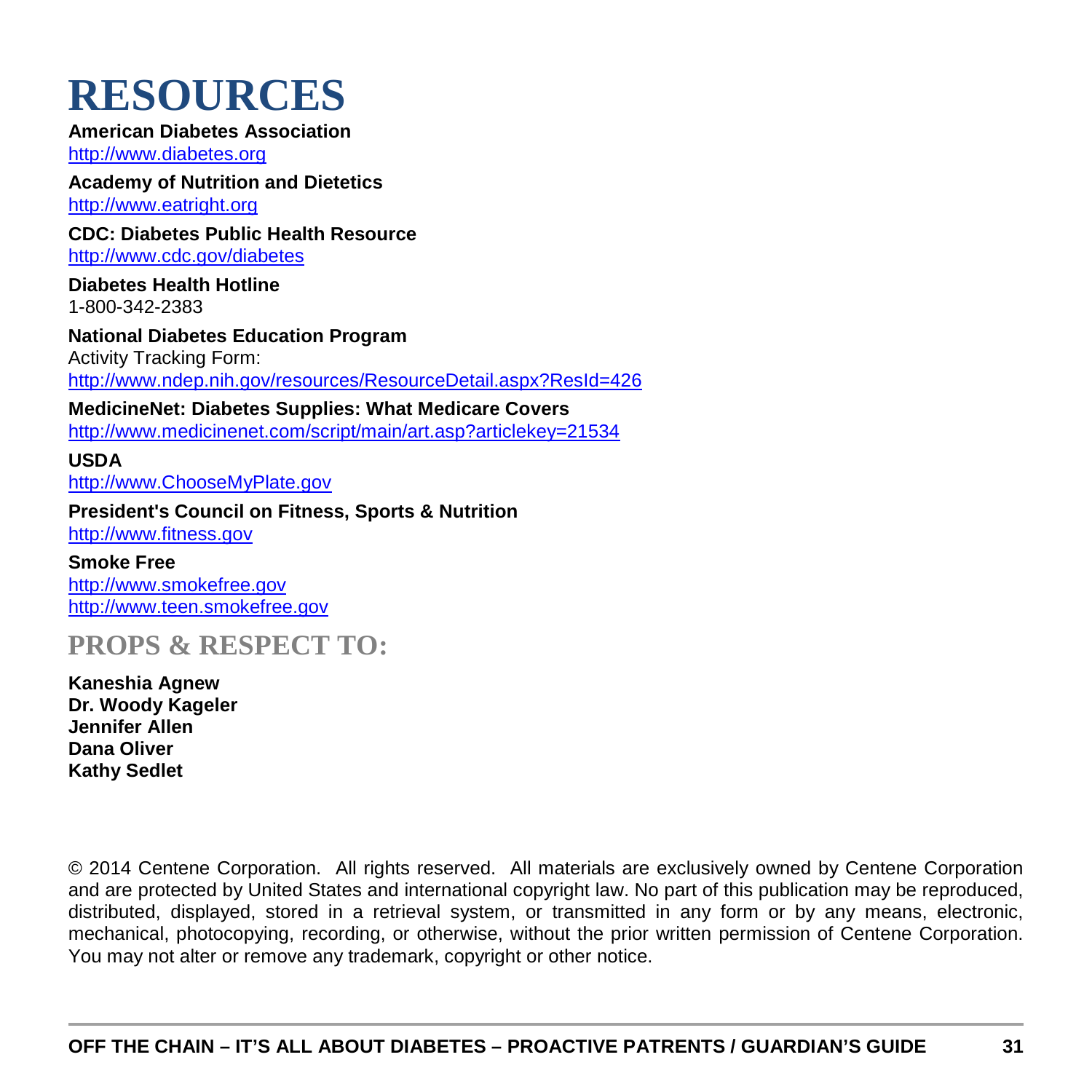# RESOURCES

**American Diabetes Association**
http://www.diabetes.org

**Academy of Nutrition and Dietetics**
http://www.eatright.org

**CDC: Diabetes Public Health Resource**
http://www.cdc.gov/diabetes

**Diabetes Health Hotline**
1-800-342-2383

**National Diabetes Education Program**
Activity Tracking Form:
http://www.ndep.nih.gov/resources/ResourceDetail.aspx?ResId=426

**MedicineNet: Diabetes Supplies: What Medicare Covers**
http://www.medicinenet.com/script/main/art.asp?articlekey=21534

**USDA**
http://www.ChooseMyPlate.gov

**President's Council on Fitness, Sports & Nutrition**
http://www.fitness.gov

**Smoke Free**
http://www.smokefree.gov
http://www.teen.smokefree.gov

## PROPS & RESPECT TO:

**Kaneshia Agnew**
**Dr. Woody Kageler**
**Jennifer Allen**
**Dana Oliver**
**Kathy Sedlet**

© 2014 Centene Corporation. All rights reserved. All materials are exclusively owned by Centene Corporation and are protected by United States and international copyright law. No part of this publication may be reproduced, distributed, displayed, stored in a retrieval system, or transmitted in any form or by any means, electronic, mechanical, photocopying, recording, or otherwise, without the prior written permission of Centene Corporation. You may not alter or remove any trademark, copyright or other notice.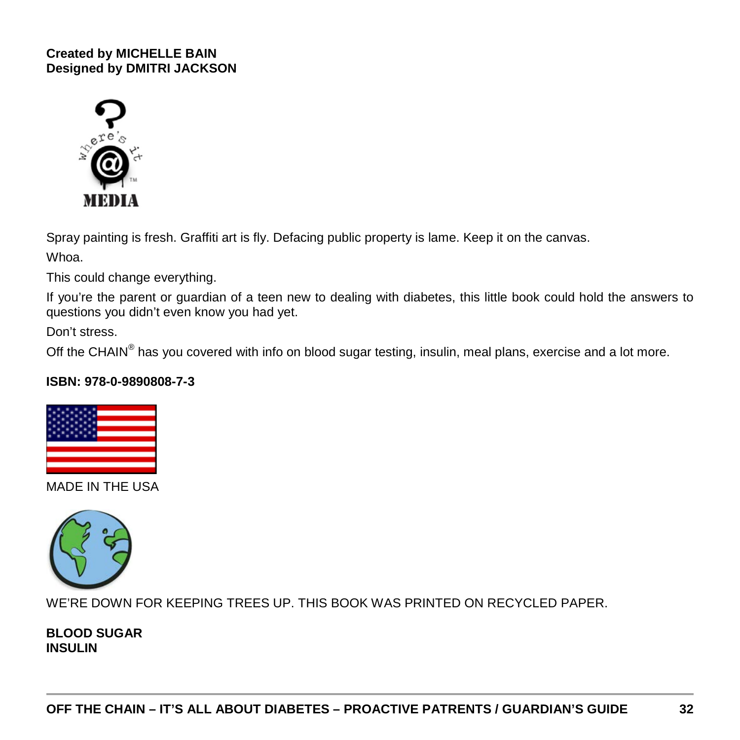**Created by MICHELLE BAIN**
**Designed by DMITRI JACKSON**

Spray painting is fresh. Graffiti art is fly. Defacing public property is lame. Keep it on the canvas.

Whoa.

This could change everything.

If you're the parent or guardian of a teen new to dealing with diabetes, this little book could hold the answers to questions you didn't even know you had yet.

Don't stress.

Off the CHAIN® has you covered with info on blood sugar testing, insulin, meal plans, exercise and a lot more.

**ISBN: 978-0-9890808-7-3**

MADE IN THE USA

WE'RE DOWN FOR KEEPING TREES UP. THIS BOOK WAS PRINTED ON RECYCLED PAPER.

**BLOOD SUGAR**
**INSULIN**